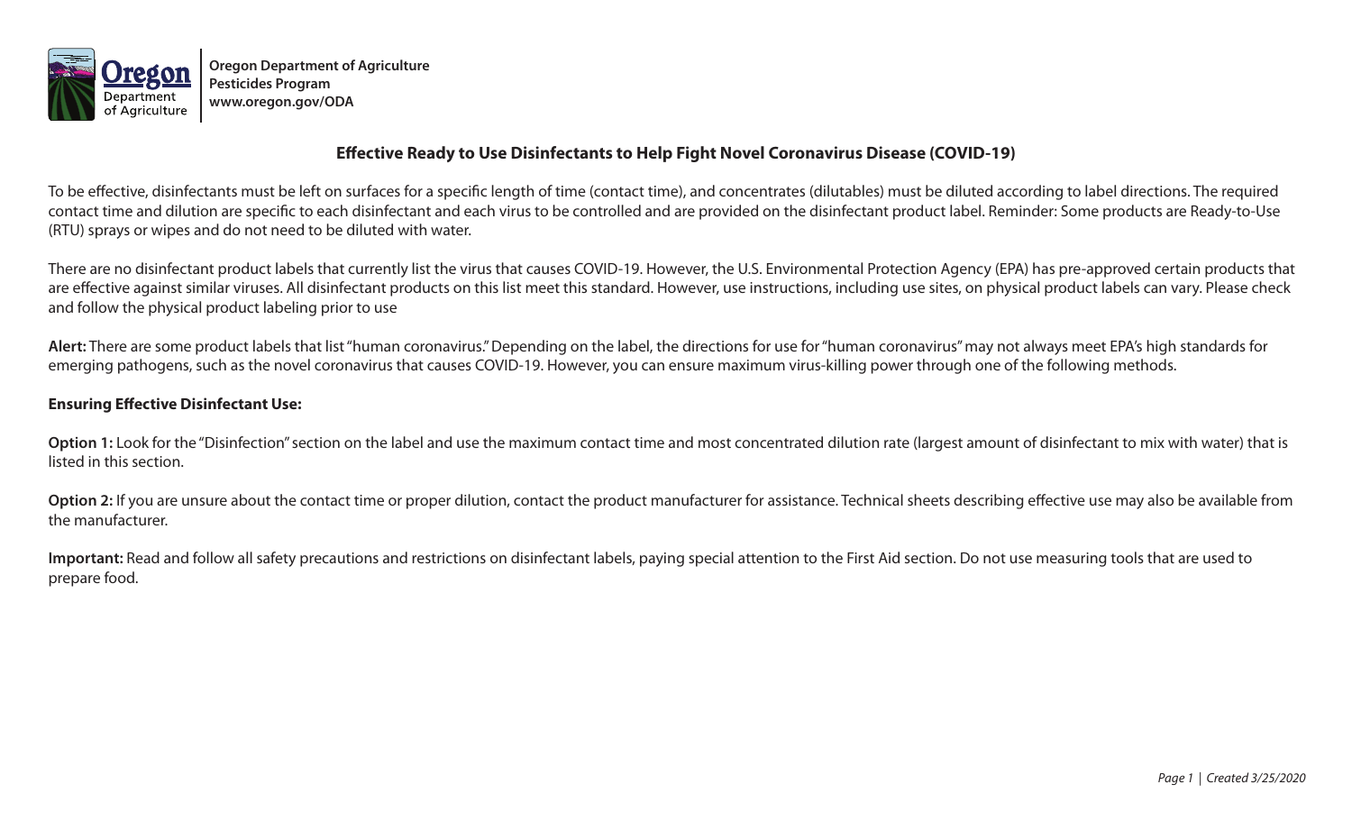**Oregon Department of Agriculture**
**Pesticides Program**
**www.oregon.gov/ODA**

# Effective Ready to Use Disinfectants to Help Fight Novel Coronavirus Disease (COVID-19)

To be effective, disinfectants must be left on surfaces for a specific length of time (contact time), and concentrates (dilutables) must be diluted according to label directions. The required contact time and dilution are specific to each disinfectant and each virus to be controlled and are provided on the disinfectant product label. Reminder: Some products are Ready-to-Use (RTU) sprays or wipes and do not need to be diluted with water.

There are no disinfectant product labels that currently list the virus that causes COVID-19. However, the U.S. Environmental Protection Agency (EPA) has pre-approved certain products that are effective against similar viruses. All disinfectant products on this list meet this standard. However, use instructions, including use sites, on physical product labels can vary. Please check and follow the physical product labeling prior to use

**Alert:** There are some product labels that list "human coronavirus." Depending on the label, the directions for use for "human coronavirus" may not always meet EPA's high standards for emerging pathogens, such as the novel coronavirus that causes COVID-19. However, you can ensure maximum virus-killing power through one of the following methods.

**Ensuring Effective Disinfectant Use:**

**Option 1:** Look for the "Disinfection" section on the label and use the maximum contact time and most concentrated dilution rate (largest amount of disinfectant to mix with water) that is listed in this section.

**Option 2:** If you are unsure about the contact time or proper dilution, contact the product manufacturer for assistance. Technical sheets describing effective use may also be available from the manufacturer.

**Important:** Read and follow all safety precautions and restrictions on disinfectant labels, paying special attention to the First Aid section. Do not use measuring tools that are used to prepare food.

*Created 3/25/2020*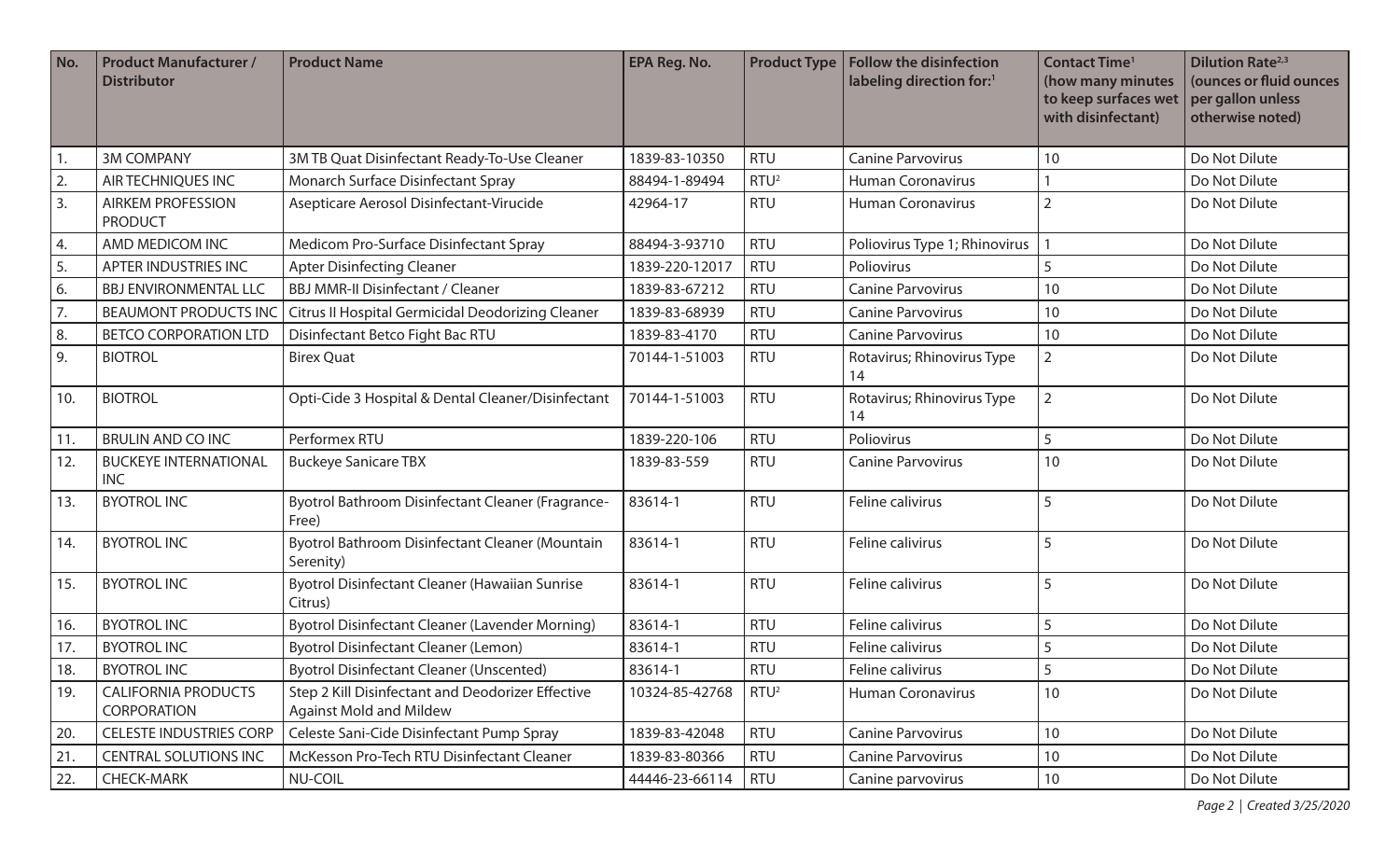| No. | Product Manufacturer / Distributor | Product Name | EPA Reg. No. | Product Type | Follow the disinfection labeling direction for:[1] | Contact Time[1] (how many minutes to keep surfaces wet with disinfectant) | Dilution Rate[2,3] (ounces or fluid ounces per gallon unless otherwise noted) |
|---|---|---|---|---|---|---|---|
| 1. | 3M COMPANY | 3M TB Quat Disinfectant Ready-To-Use Cleaner | 1839-83-10350 | RTU | Canine Parvovirus | 10 | Do Not Dilute |
| 2. | AIR TECHNIQUES INC | Monarch Surface Disinfectant Spray | 88494-1-89494 | RTU[2] | Human Coronavirus | 1 | Do Not Dilute |
| 3. | AIRKEM PROFESSION PRODUCT | Asepticare Aerosol Disinfectant-Virucide | 42964-17 | RTU | Human Coronavirus | 2 | Do Not Dilute |
| 4. | AMD MEDICOM INC | Medicom Pro-Surface Disinfectant Spray | 88494-3-93710 | RTU | Poliovirus Type 1; Rhinovirus | 1 | Do Not Dilute |
| 5. | APTER INDUSTRIES INC | Apter Disinfecting Cleaner | 1839-220-12017 | RTU | Poliovirus | 5 | Do Not Dilute |
| 6. | BBJ ENVIRONMENTAL LLC | BBJ MMR-II Disinfectant / Cleaner | 1839-83-67212 | RTU | Canine Parvovirus | 10 | Do Not Dilute |
| 7. | BEAUMONT PRODUCTS INC | Citrus II Hospital Germicidal Deodorizing Cleaner | 1839-83-68939 | RTU | Canine Parvovirus | 10 | Do Not Dilute |
| 8. | BETCO CORPORATION LTD | Disinfectant Betco Fight Bac RTU | 1839-83-4170 | RTU | Canine Parvovirus | 10 | Do Not Dilute |
| 9. | BIOTROL | Birex Quat | 70144-1-51003 | RTU | Rotavirus; Rhinovirus Type 14 | 2 | Do Not Dilute |
| 10. | BIOTROL | Opti-Cide 3 Hospital & Dental Cleaner/Disinfectant | 70144-1-51003 | RTU | Rotavirus; Rhinovirus Type 14 | 2 | Do Not Dilute |
| 11. | BRULIN AND CO INC | Performex RTU | 1839-220-106 | RTU | Poliovirus | 5 | Do Not Dilute |
| 12. | BUCKEYE INTERNATIONAL INC | Buckeye Sanicare TBX | 1839-83-559 | RTU | Canine Parvovirus | 10 | Do Not Dilute |
| 13. | BYOTROL INC | Byotrol Bathroom Disinfectant Cleaner (Fragrance-Free) | 83614-1 | RTU | Feline calivirus | 5 | Do Not Dilute |
| 14. | BYOTROL INC | Byotrol Bathroom Disinfectant Cleaner (Mountain Serenity) | 83614-1 | RTU | Feline calivirus | 5 | Do Not Dilute |
| 15. | BYOTROL INC | Byotrol Disinfectant Cleaner (Hawaiian Sunrise Citrus) | 83614-1 | RTU | Feline calivirus | 5 | Do Not Dilute |
| 16. | BYOTROL INC | Byotrol Disinfectant Cleaner (Lavender Morning) | 83614-1 | RTU | Feline calivirus | 5 | Do Not Dilute |
| 17. | BYOTROL INC | Byotrol Disinfectant Cleaner (Lemon) | 83614-1 | RTU | Feline calivirus | 5 | Do Not Dilute |
| 18. | BYOTROL INC | Byotrol Disinfectant Cleaner (Unscented) | 83614-1 | RTU | Feline calivirus | 5 | Do Not Dilute |
| 19. | CALIFORNIA PRODUCTS CORPORATION | Step 2 Kill Disinfectant and Deodorizer Effective Against Mold and Mildew | 10324-85-42768 | RTU[2] | Human Coronavirus | 10 | Do Not Dilute |
| 20. | CELESTE INDUSTRIES CORP | Celeste Sani-Cide Disinfectant Pump Spray | 1839-83-42048 | RTU | Canine Parvovirus | 10 | Do Not Dilute |
| 21. | CENTRAL SOLUTIONS INC | McKesson Pro-Tech RTU Disinfectant Cleaner | 1839-83-80366 | RTU | Canine Parvovirus | 10 | Do Not Dilute |
| 22. | CHECK-MARK | NU-COIL | 44446-23-66114 | RTU | Canine parvovirus | 10 | Do Not Dilute |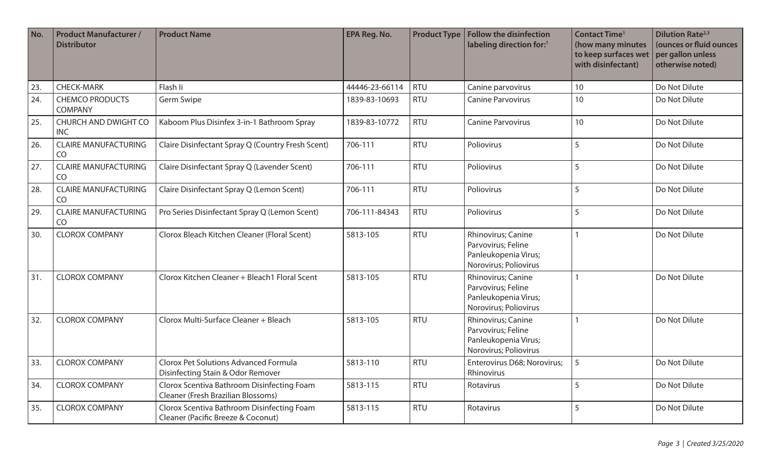| No. | Product Manufacturer / Distributor | Product Name | EPA Reg. No. | Product Type | Follow the disinfection labeling direction for:[1] | Contact Time[1] (how many minutes to keep surfaces wet with disinfectant) | Dilution Rate[2,3] (ounces or fluid ounces per gallon unless otherwise noted) |
|---|---|---|---|---|---|---|---|
| 23. | CHECK-MARK | Flash Ii | 44446-23-66114 | RTU | Canine parvovirus | 10 | Do Not Dilute |
| 24. | CHEMCO PRODUCTS COMPANY | Germ Swipe | 1839-83-10693 | RTU | Canine Parvovirus | 10 | Do Not Dilute |
| 25. | CHURCH AND DWIGHT CO INC | Kaboom Plus Disinfex 3-in-1 Bathroom Spray | 1839-83-10772 | RTU | Canine Parvovirus | 10 | Do Not Dilute |
| 26. | CLAIRE MANUFACTURING CO | Claire Disinfectant Spray Q (Country Fresh Scent) | 706-111 | RTU | Poliovirus | 5 | Do Not Dilute |
| 27. | CLAIRE MANUFACTURING CO | Claire Disinfectant Spray Q (Lavender Scent) | 706-111 | RTU | Poliovirus | 5 | Do Not Dilute |
| 28. | CLAIRE MANUFACTURING CO | Claire Disinfectant Spray Q (Lemon Scent) | 706-111 | RTU | Poliovirus | 5 | Do Not Dilute |
| 29. | CLAIRE MANUFACTURING CO | Pro Series Disinfectant Spray Q (Lemon Scent) | 706-111-84343 | RTU | Poliovirus | 5 | Do Not Dilute |
| 30. | CLOROX COMPANY | Clorox Bleach Kitchen Cleaner (Floral Scent) | 5813-105 | RTU | Rhinovirus; Canine Parvovirus; Feline Panleukopenia Virus; Norovirus; Poliovirus | 1 | Do Not Dilute |
| 31. | CLOROX COMPANY | Clorox Kitchen Cleaner + Bleach1 Floral Scent | 5813-105 | RTU | Rhinovirus; Canine Parvovirus; Feline Panleukopenia Virus; Norovirus; Poliovirus | 1 | Do Not Dilute |
| 32. | CLOROX COMPANY | Clorox Multi-Surface Cleaner + Bleach | 5813-105 | RTU | Rhinovirus; Canine Parvovirus; Feline Panleukopenia Virus; Norovirus; Poliovirus | 1 | Do Not Dilute |
| 33. | CLOROX COMPANY | Clorox Pet Solutions Advanced Formula Disinfecting Stain & Odor Remover | 5813-110 | RTU | Enterovirus D68; Norovirus; Rhinovirus | 5 | Do Not Dilute |
| 34. | CLOROX COMPANY | Clorox Scentiva Bathroom Disinfecting Foam Cleaner (Fresh Brazilian Blossoms) | 5813-115 | RTU | Rotavirus | 5 | Do Not Dilute |
| 35. | CLOROX COMPANY | Clorox Scentiva Bathroom Disinfecting Foam Cleaner (Pacific Breeze & Coconut) | 5813-115 | RTU | Rotavirus | 5 | Do Not Dilute |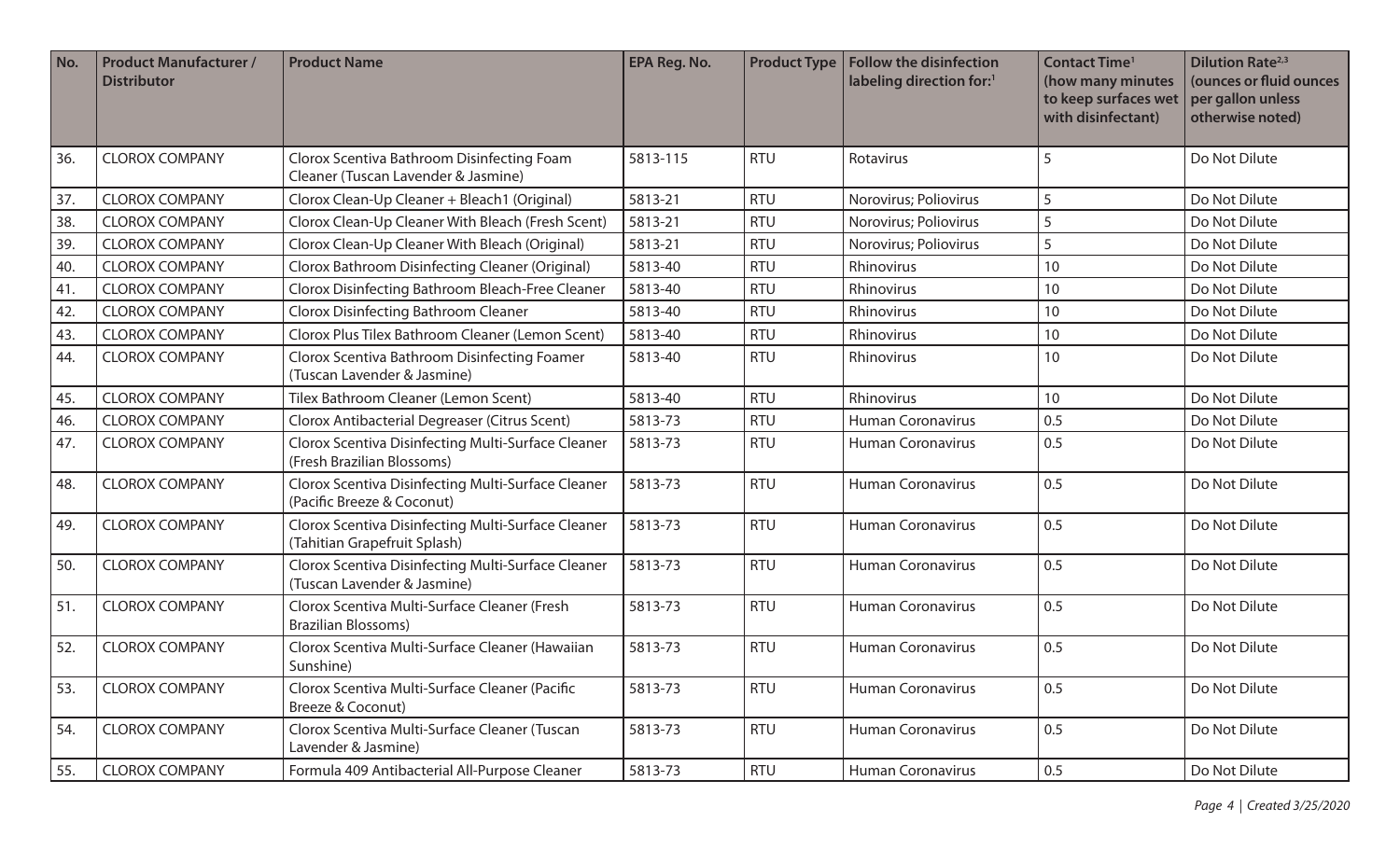| No. | Product Manufacturer / Distributor | Product Name | EPA Reg. No. | Product Type | Follow the disinfection labeling direction for:[1] | Contact Time[1] (how many minutes to keep surfaces wet with disinfectant) | Dilution Rate[2,3] (ounces or fluid ounces per gallon unless otherwise noted) |
|---|---|---|---|---|---|---|---|
| 36. | CLOROX COMPANY | Clorox Scentiva Bathroom Disinfecting Foam Cleaner (Tuscan Lavender & Jasmine) | 5813-115 | RTU | Rotavirus | 5 | Do Not Dilute |
| 37. | CLOROX COMPANY | Clorox Clean-Up Cleaner + Bleach1 (Original) | 5813-21 | RTU | Norovirus; Poliovirus | 5 | Do Not Dilute |
| 38. | CLOROX COMPANY | Clorox Clean-Up Cleaner With Bleach (Fresh Scent) | 5813-21 | RTU | Norovirus; Poliovirus | 5 | Do Not Dilute |
| 39. | CLOROX COMPANY | Clorox Clean-Up Cleaner With Bleach (Original) | 5813-21 | RTU | Norovirus; Poliovirus | 5 | Do Not Dilute |
| 40. | CLOROX COMPANY | Clorox Bathroom Disinfecting Cleaner (Original) | 5813-40 | RTU | Rhinovirus | 10 | Do Not Dilute |
| 41. | CLOROX COMPANY | Clorox Disinfecting Bathroom Bleach-Free Cleaner | 5813-40 | RTU | Rhinovirus | 10 | Do Not Dilute |
| 42. | CLOROX COMPANY | Clorox Disinfecting Bathroom Cleaner | 5813-40 | RTU | Rhinovirus | 10 | Do Not Dilute |
| 43. | CLOROX COMPANY | Clorox Plus Tilex Bathroom Cleaner (Lemon Scent) | 5813-40 | RTU | Rhinovirus | 10 | Do Not Dilute |
| 44. | CLOROX COMPANY | Clorox Scentiva Bathroom Disinfecting Foamer (Tuscan Lavender & Jasmine) | 5813-40 | RTU | Rhinovirus | 10 | Do Not Dilute |
| 45. | CLOROX COMPANY | Tilex Bathroom Cleaner (Lemon Scent) | 5813-40 | RTU | Rhinovirus | 10 | Do Not Dilute |
| 46. | CLOROX COMPANY | Clorox Antibacterial Degreaser (Citrus Scent) | 5813-73 | RTU | Human Coronavirus | 0.5 | Do Not Dilute |
| 47. | CLOROX COMPANY | Clorox Scentiva Disinfecting Multi-Surface Cleaner (Fresh Brazilian Blossoms) | 5813-73 | RTU | Human Coronavirus | 0.5 | Do Not Dilute |
| 48. | CLOROX COMPANY | Clorox Scentiva Disinfecting Multi-Surface Cleaner (Pacific Breeze & Coconut) | 5813-73 | RTU | Human Coronavirus | 0.5 | Do Not Dilute |
| 49. | CLOROX COMPANY | Clorox Scentiva Disinfecting Multi-Surface Cleaner (Tahitian Grapefruit Splash) | 5813-73 | RTU | Human Coronavirus | 0.5 | Do Not Dilute |
| 50. | CLOROX COMPANY | Clorox Scentiva Disinfecting Multi-Surface Cleaner (Tuscan Lavender & Jasmine) | 5813-73 | RTU | Human Coronavirus | 0.5 | Do Not Dilute |
| 51. | CLOROX COMPANY | Clorox Scentiva Multi-Surface Cleaner (Fresh Brazilian Blossoms) | 5813-73 | RTU | Human Coronavirus | 0.5 | Do Not Dilute |
| 52. | CLOROX COMPANY | Clorox Scentiva Multi-Surface Cleaner (Hawaiian Sunshine) | 5813-73 | RTU | Human Coronavirus | 0.5 | Do Not Dilute |
| 53. | CLOROX COMPANY | Clorox Scentiva Multi-Surface Cleaner (Pacific Breeze & Coconut) | 5813-73 | RTU | Human Coronavirus | 0.5 | Do Not Dilute |
| 54. | CLOROX COMPANY | Clorox Scentiva Multi-Surface Cleaner (Tuscan Lavender & Jasmine) | 5813-73 | RTU | Human Coronavirus | 0.5 | Do Not Dilute |
| 55. | CLOROX COMPANY | Formula 409 Antibacterial All-Purpose Cleaner | 5813-73 | RTU | Human Coronavirus | 0.5 | Do Not Dilute |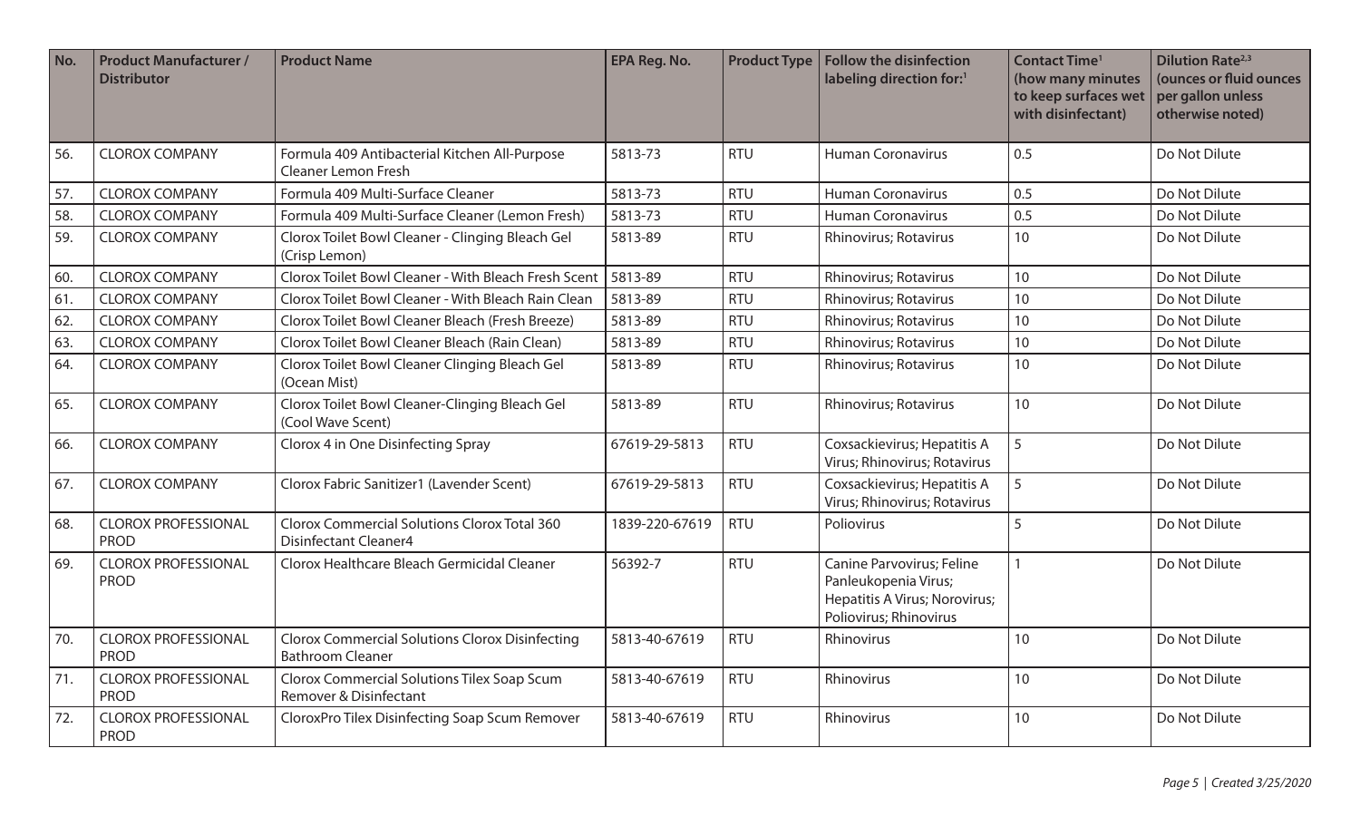| No. | Product Manufacturer / Distributor | Product Name | EPA Reg. No. | Product Type | Follow the disinfection labeling direction for:[1] | Contact Time[1] (how many minutes to keep surfaces wet with disinfectant) | Dilution Rate[2,3] (ounces or fluid ounces per gallon unless otherwise noted) |
|---|---|---|---|---|---|---|---|
| 56. | CLOROX COMPANY | Formula 409 Antibacterial Kitchen All-Purpose Cleaner Lemon Fresh | 5813-73 | RTU | Human Coronavirus | 0.5 | Do Not Dilute |
| 57. | CLOROX COMPANY | Formula 409 Multi-Surface Cleaner | 5813-73 | RTU | Human Coronavirus | 0.5 | Do Not Dilute |
| 58. | CLOROX COMPANY | Formula 409 Multi-Surface Cleaner (Lemon Fresh) | 5813-73 | RTU | Human Coronavirus | 0.5 | Do Not Dilute |
| 59. | CLOROX COMPANY | Clorox Toilet Bowl Cleaner - Clinging Bleach Gel (Crisp Lemon) | 5813-89 | RTU | Rhinovirus; Rotavirus | 10 | Do Not Dilute |
| 60. | CLOROX COMPANY | Clorox Toilet Bowl Cleaner - With Bleach Fresh Scent | 5813-89 | RTU | Rhinovirus; Rotavirus | 10 | Do Not Dilute |
| 61. | CLOROX COMPANY | Clorox Toilet Bowl Cleaner - With Bleach Rain Clean | 5813-89 | RTU | Rhinovirus; Rotavirus | 10 | Do Not Dilute |
| 62. | CLOROX COMPANY | Clorox Toilet Bowl Cleaner Bleach (Fresh Breeze) | 5813-89 | RTU | Rhinovirus; Rotavirus | 10 | Do Not Dilute |
| 63. | CLOROX COMPANY | Clorox Toilet Bowl Cleaner Bleach (Rain Clean) | 5813-89 | RTU | Rhinovirus; Rotavirus | 10 | Do Not Dilute |
| 64. | CLOROX COMPANY | Clorox Toilet Bowl Cleaner Clinging Bleach Gel (Ocean Mist) | 5813-89 | RTU | Rhinovirus; Rotavirus | 10 | Do Not Dilute |
| 65. | CLOROX COMPANY | Clorox Toilet Bowl Cleaner-Clinging Bleach Gel (Cool Wave Scent) | 5813-89 | RTU | Rhinovirus; Rotavirus | 10 | Do Not Dilute |
| 66. | CLOROX COMPANY | Clorox 4 in One Disinfecting Spray | 67619-29-5813 | RTU | Coxsackievirus; Hepatitis A Virus; Rhinovirus; Rotavirus | 5 | Do Not Dilute |
| 67. | CLOROX COMPANY | Clorox Fabric Sanitizer1 (Lavender Scent) | 67619-29-5813 | RTU | Coxsackievirus; Hepatitis A Virus; Rhinovirus; Rotavirus | 5 | Do Not Dilute |
| 68. | CLOROX PROFESSIONAL PROD | Clorox Commercial Solutions Clorox Total 360 Disinfectant Cleaner4 | 1839-220-67619 | RTU | Poliovirus | 5 | Do Not Dilute |
| 69. | CLOROX PROFESSIONAL PROD | Clorox Healthcare Bleach Germicidal Cleaner | 56392-7 | RTU | Canine Parvovirus; Feline Panleukopenia Virus; Hepatitis A Virus; Norovirus; Poliovirus; Rhinovirus | 1 | Do Not Dilute |
| 70. | CLOROX PROFESSIONAL PROD | Clorox Commercial Solutions Clorox Disinfecting Bathroom Cleaner | 5813-40-67619 | RTU | Rhinovirus | 10 | Do Not Dilute |
| 71. | CLOROX PROFESSIONAL PROD | Clorox Commercial Solutions Tilex Soap Scum Remover & Disinfectant | 5813-40-67619 | RTU | Rhinovirus | 10 | Do Not Dilute |
| 72. | CLOROX PROFESSIONAL PROD | CloroxPro Tilex Disinfecting Soap Scum Remover | 5813-40-67619 | RTU | Rhinovirus | 10 | Do Not Dilute |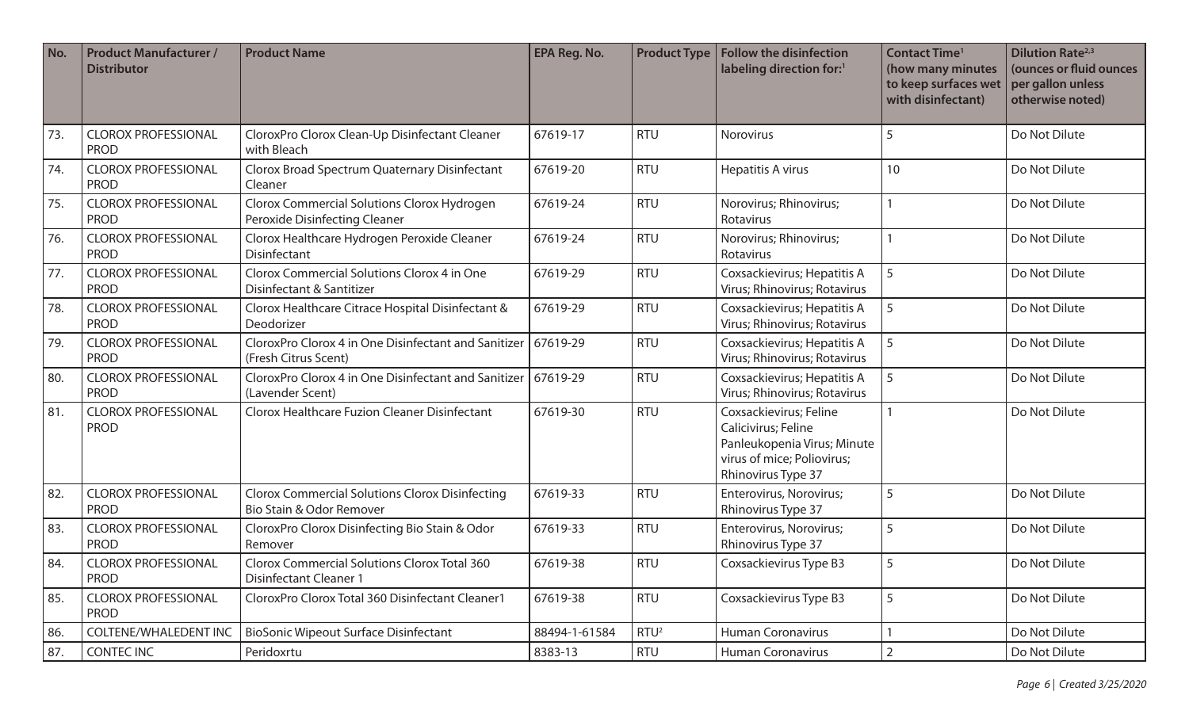| No. | Product Manufacturer / Distributor | Product Name | EPA Reg. No. | Product Type | Follow the disinfection labeling direction for:[1] | Contact Time[1] (how many minutes to keep surfaces wet with disinfectant) | Dilution Rate[2,3] (ounces or fluid ounces per gallon unless otherwise noted) |
|---|---|---|---|---|---|---|---|
| 73. | CLOROX PROFESSIONAL PROD | CloroxPro Clorox Clean-Up Disinfectant Cleaner with Bleach | 67619-17 | RTU | Norovirus | 5 | Do Not Dilute |
| 74. | CLOROX PROFESSIONAL PROD | Clorox Broad Spectrum Quaternary Disinfectant Cleaner | 67619-20 | RTU | Hepatitis A virus | 10 | Do Not Dilute |
| 75. | CLOROX PROFESSIONAL PROD | Clorox Commercial Solutions Clorox Hydrogen Peroxide Disinfecting Cleaner | 67619-24 | RTU | Norovirus; Rhinovirus; Rotavirus | 1 | Do Not Dilute |
| 76. | CLOROX PROFESSIONAL PROD | Clorox Healthcare Hydrogen Peroxide Cleaner Disinfectant | 67619-24 | RTU | Norovirus; Rhinovirus; Rotavirus | 1 | Do Not Dilute |
| 77. | CLOROX PROFESSIONAL PROD | Clorox Commercial Solutions Clorox 4 in One Disinfectant & Santitizer | 67619-29 | RTU | Coxsackievirus; Hepatitis A Virus; Rhinovirus; Rotavirus | 5 | Do Not Dilute |
| 78. | CLOROX PROFESSIONAL PROD | Clorox Healthcare Citrace Hospital Disinfectant & Deodorizer | 67619-29 | RTU | Coxsackievirus; Hepatitis A Virus; Rhinovirus; Rotavirus | 5 | Do Not Dilute |
| 79. | CLOROX PROFESSIONAL PROD | CloroxPro Clorox 4 in One Disinfectant and Sanitizer (Fresh Citrus Scent) | 67619-29 | RTU | Coxsackievirus; Hepatitis A Virus; Rhinovirus; Rotavirus | 5 | Do Not Dilute |
| 80. | CLOROX PROFESSIONAL PROD | CloroxPro Clorox 4 in One Disinfectant and Sanitizer (Lavender Scent) | 67619-29 | RTU | Coxsackievirus; Hepatitis A Virus; Rhinovirus; Rotavirus | 5 | Do Not Dilute |
| 81. | CLOROX PROFESSIONAL PROD | Clorox Healthcare Fuzion Cleaner Disinfectant | 67619-30 | RTU | Coxsackievirus; Feline Calicivirus; Feline Panleukopenia Virus; Minute virus of mice; Poliovirus; Rhinovirus Type 37 | 1 | Do Not Dilute |
| 82. | CLOROX PROFESSIONAL PROD | Clorox Commercial Solutions Clorox Disinfecting Bio Stain & Odor Remover | 67619-33 | RTU | Enterovirus, Norovirus; Rhinovirus Type 37 | 5 | Do Not Dilute |
| 83. | CLOROX PROFESSIONAL PROD | CloroxPro Clorox Disinfecting Bio Stain & Odor Remover | 67619-33 | RTU | Enterovirus, Norovirus; Rhinovirus Type 37 | 5 | Do Not Dilute |
| 84. | CLOROX PROFESSIONAL PROD | Clorox Commercial Solutions Clorox Total 360 Disinfectant Cleaner 1 | 67619-38 | RTU | Coxsackievirus Type B3 | 5 | Do Not Dilute |
| 85. | CLOROX PROFESSIONAL PROD | CloroxPro Clorox Total 360 Disinfectant Cleaner1 | 67619-38 | RTU | Coxsackievirus Type B3 | 5 | Do Not Dilute |
| 86. | COLTENE/WHALEDENT INC | BioSonic Wipeout Surface Disinfectant | 88494-1-61584 | RTU[2] | Human Coronavirus | 1 | Do Not Dilute |
| 87. | CONTEC INC | Peridoxrtu | 8383-13 | RTU | Human Coronavirus | 2 | Do Not Dilute |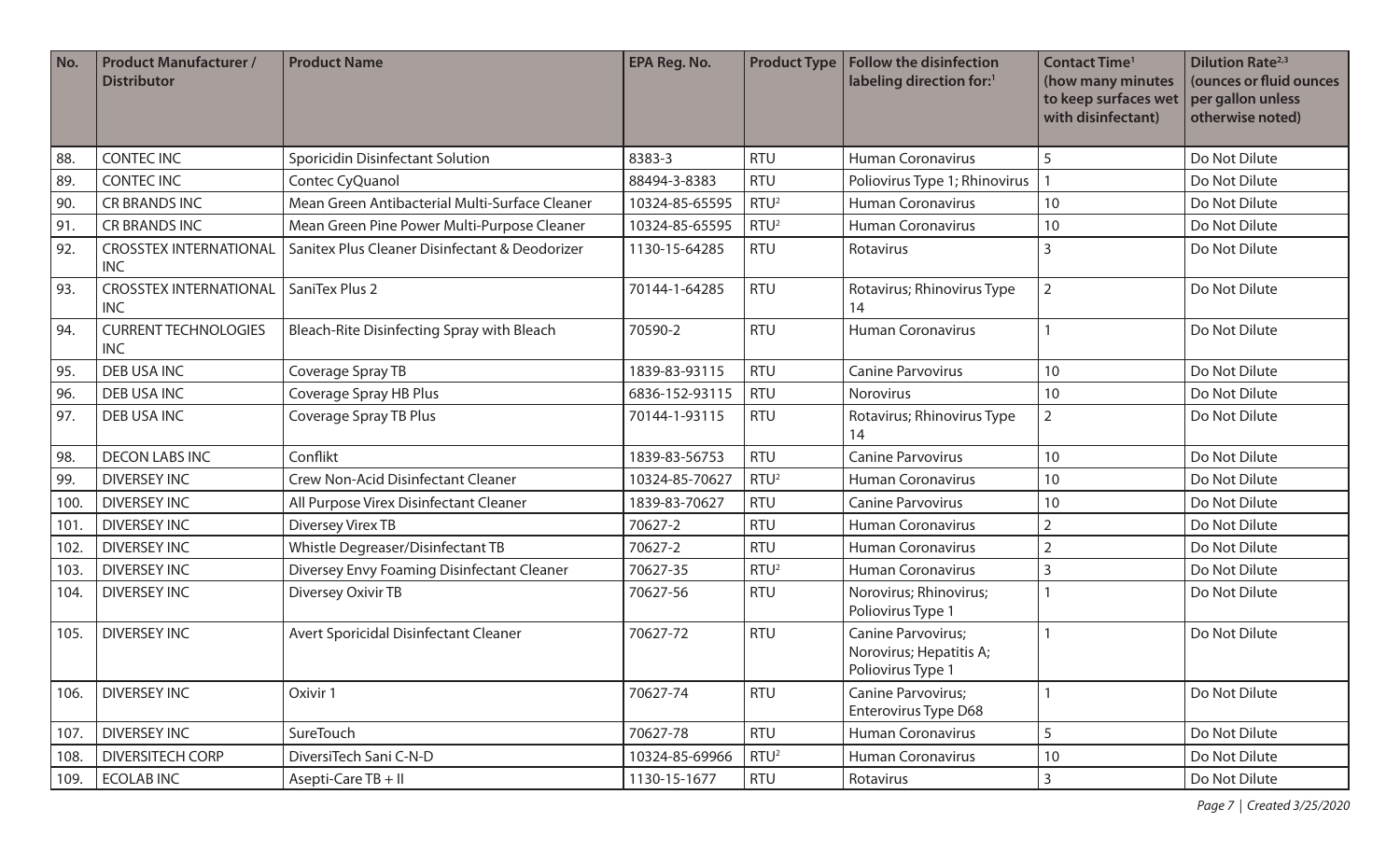| No. | Product Manufacturer / Distributor | Product Name | EPA Reg. No. | Product Type | Follow the disinfection labeling direction for:[1] | Contact Time[1] (how many minutes to keep surfaces wet with disinfectant) | Dilution Rate[2,3] (ounces or fluid ounces per gallon unless otherwise noted) |
|---|---|---|---|---|---|---|---|
| 88. | CONTEC INC | Sporicidin Disinfectant Solution | 8383-3 | RTU | Human Coronavirus | 5 | Do Not Dilute |
| 89. | CONTEC INC | Contec CyQuanol | 88494-3-8383 | RTU | Poliovirus Type 1; Rhinovirus | 1 | Do Not Dilute |
| 90. | CR BRANDS INC | Mean Green Antibacterial Multi-Surface Cleaner | 10324-85-65595 | RTU[2] | Human Coronavirus | 10 | Do Not Dilute |
| 91. | CR BRANDS INC | Mean Green Pine Power Multi-Purpose Cleaner | 10324-85-65595 | RTU[2] | Human Coronavirus | 10 | Do Not Dilute |
| 92. | CROSSTEX INTERNATIONAL INC | Sanitex Plus Cleaner Disinfectant & Deodorizer | 1130-15-64285 | RTU | Rotavirus | 3 | Do Not Dilute |
| 93. | CROSSTEX INTERNATIONAL INC | SaniTex Plus 2 | 70144-1-64285 | RTU | Rotavirus; Rhinovirus Type 14 | 2 | Do Not Dilute |
| 94. | CURRENT TECHNOLOGIES INC | Bleach-Rite Disinfecting Spray with Bleach | 70590-2 | RTU | Human Coronavirus | 1 | Do Not Dilute |
| 95. | DEB USA INC | Coverage Spray TB | 1839-83-93115 | RTU | Canine Parvovirus | 10 | Do Not Dilute |
| 96. | DEB USA INC | Coverage Spray HB Plus | 6836-152-93115 | RTU | Norovirus | 10 | Do Not Dilute |
| 97. | DEB USA INC | Coverage Spray TB Plus | 70144-1-93115 | RTU | Rotavirus; Rhinovirus Type 14 | 2 | Do Not Dilute |
| 98. | DECON LABS INC | Conflikt | 1839-83-56753 | RTU | Canine Parvovirus | 10 | Do Not Dilute |
| 99. | DIVERSEY INC | Crew Non-Acid Disinfectant Cleaner | 10324-85-70627 | RTU[2] | Human Coronavirus | 10 | Do Not Dilute |
| 100. | DIVERSEY INC | All Purpose Virex Disinfectant Cleaner | 1839-83-70627 | RTU | Canine Parvovirus | 10 | Do Not Dilute |
| 101. | DIVERSEY INC | Diversey Virex TB | 70627-2 | RTU | Human Coronavirus | 2 | Do Not Dilute |
| 102. | DIVERSEY INC | Whistle Degreaser/Disinfectant TB | 70627-2 | RTU | Human Coronavirus | 2 | Do Not Dilute |
| 103. | DIVERSEY INC | Diversey Envy Foaming Disinfectant Cleaner | 70627-35 | RTU[2] | Human Coronavirus | 3 | Do Not Dilute |
| 104. | DIVERSEY INC | Diversey Oxivir TB | 70627-56 | RTU | Norovirus; Rhinovirus; Poliovirus Type 1 | 1 | Do Not Dilute |
| 105. | DIVERSEY INC | Avert Sporicidal Disinfectant Cleaner | 70627-72 | RTU | Canine Parvovirus; Norovirus; Hepatitis A; Poliovirus Type 1 | 1 | Do Not Dilute |
| 106. | DIVERSEY INC | Oxivir 1 | 70627-74 | RTU | Canine Parvovirus; Enterovirus Type D68 | 1 | Do Not Dilute |
| 107. | DIVERSEY INC | SureTouch | 70627-78 | RTU | Human Coronavirus | 5 | Do Not Dilute |
| 108. | DIVERSITECH CORP | DiversiTech Sani C-N-D | 10324-85-69966 | RTU[2] | Human Coronavirus | 10 | Do Not Dilute |
| 109. | ECOLAB INC | Asepti-Care TB + II | 1130-15-1677 | RTU | Rotavirus | 3 | Do Not Dilute |

*Created 3/25/2020*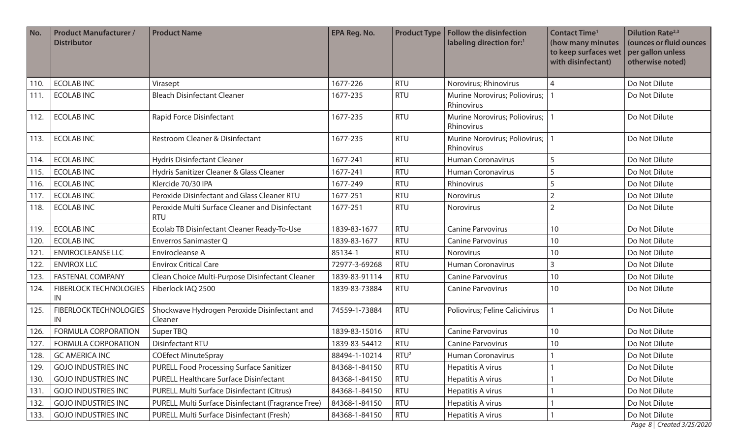| No. | Product Manufacturer / Distributor | Product Name | EPA Reg. No. | Product Type | Follow the disinfection labeling direction for:[1] | Contact Time[1] (how many minutes to keep surfaces wet with disinfectant) | Dilution Rate[2,3] (ounces or fluid ounces per gallon unless otherwise noted) |
|---|---|---|---|---|---|---|---|
| 110. | ECOLAB INC | Virasept | 1677-226 | RTU | Norovirus; Rhinovirus | 4 | Do Not Dilute |
| 111. | ECOLAB INC | Bleach Disinfectant Cleaner | 1677-235 | RTU | Murine Norovirus; Poliovirus; Rhinovirus | 1 | Do Not Dilute |
| 112. | ECOLAB INC | Rapid Force Disinfectant | 1677-235 | RTU | Murine Norovirus; Poliovirus; Rhinovirus | 1 | Do Not Dilute |
| 113. | ECOLAB INC | Restroom Cleaner & Disinfectant | 1677-235 | RTU | Murine Norovirus; Poliovirus; Rhinovirus | 1 | Do Not Dilute |
| 114. | ECOLAB INC | Hydris Disinfectant Cleaner | 1677-241 | RTU | Human Coronavirus | 5 | Do Not Dilute |
| 115. | ECOLAB INC | Hydris Sanitizer Cleaner & Glass Cleaner | 1677-241 | RTU | Human Coronavirus | 5 | Do Not Dilute |
| 116. | ECOLAB INC | Klercide 70/30 IPA | 1677-249 | RTU | Rhinovirus | 5 | Do Not Dilute |
| 117. | ECOLAB INC | Peroxide Disinfectant and Glass Cleaner RTU | 1677-251 | RTU | Norovirus | 2 | Do Not Dilute |
| 118. | ECOLAB INC | Peroxide Multi Surface Cleaner and Disinfectant RTU | 1677-251 | RTU | Norovirus | 2 | Do Not Dilute |
| 119. | ECOLAB INC | Ecolab TB Disinfectant Cleaner Ready-To-Use | 1839-83-1677 | RTU | Canine Parvovirus | 10 | Do Not Dilute |
| 120. | ECOLAB INC | Enverros Sanimaster Q | 1839-83-1677 | RTU | Canine Parvovirus | 10 | Do Not Dilute |
| 121. | ENVIROCLEANSE LLC | Envirocleanse A | 85134-1 | RTU | Norovirus | 10 | Do Not Dilute |
| 122. | ENVIROX LLC | Envirox Critical Care | 72977-3-69268 | RTU | Human Coronavirus | 3 | Do Not Dilute |
| 123. | FASTENAL COMPANY | Clean Choice Multi-Purpose Disinfectant Cleaner | 1839-83-91114 | RTU | Canine Parvovirus | 10 | Do Not Dilute |
| 124. | FIBERLOCK TECHNOLOGIES IN | Fiberlock IAQ 2500 | 1839-83-73884 | RTU | Canine Parvovirus | 10 | Do Not Dilute |
| 125. | FIBERLOCK TECHNOLOGIES IN | Shockwave Hydrogen Peroxide Disinfectant and Cleaner | 74559-1-73884 | RTU | Poliovirus; Feline Calicivirus | 1 | Do Not Dilute |
| 126. | FORMULA CORPORATION | Super TBQ | 1839-83-15016 | RTU | Canine Parvovirus | 10 | Do Not Dilute |
| 127. | FORMULA CORPORATION | Disinfectant RTU | 1839-83-54412 | RTU | Canine Parvovirus | 10 | Do Not Dilute |
| 128. | GC AMERICA INC | COEfect MinuteSpray | 88494-1-10214 | RTU[2] | Human Coronavirus | 1 | Do Not Dilute |
| 129. | GOJO INDUSTRIES INC | PURELL Food Processing Surface Sanitizer | 84368-1-84150 | RTU | Hepatitis A virus | 1 | Do Not Dilute |
| 130. | GOJO INDUSTRIES INC | PURELL Healthcare Surface Disinfectant | 84368-1-84150 | RTU | Hepatitis A virus | 1 | Do Not Dilute |
| 131. | GOJO INDUSTRIES INC | PURELL Multi Surface Disinfectant (Citrus) | 84368-1-84150 | RTU | Hepatitis A virus | 1 | Do Not Dilute |
| 132. | GOJO INDUSTRIES INC | PURELL Multi Surface Disinfectant (Fragrance Free) | 84368-1-84150 | RTU | Hepatitis A virus | 1 | Do Not Dilute |
| 133. | GOJO INDUSTRIES INC | PURELL Multi Surface Disinfectant (Fresh) | 84368-1-84150 | RTU | Hepatitis A virus | 1 | Do Not Dilute |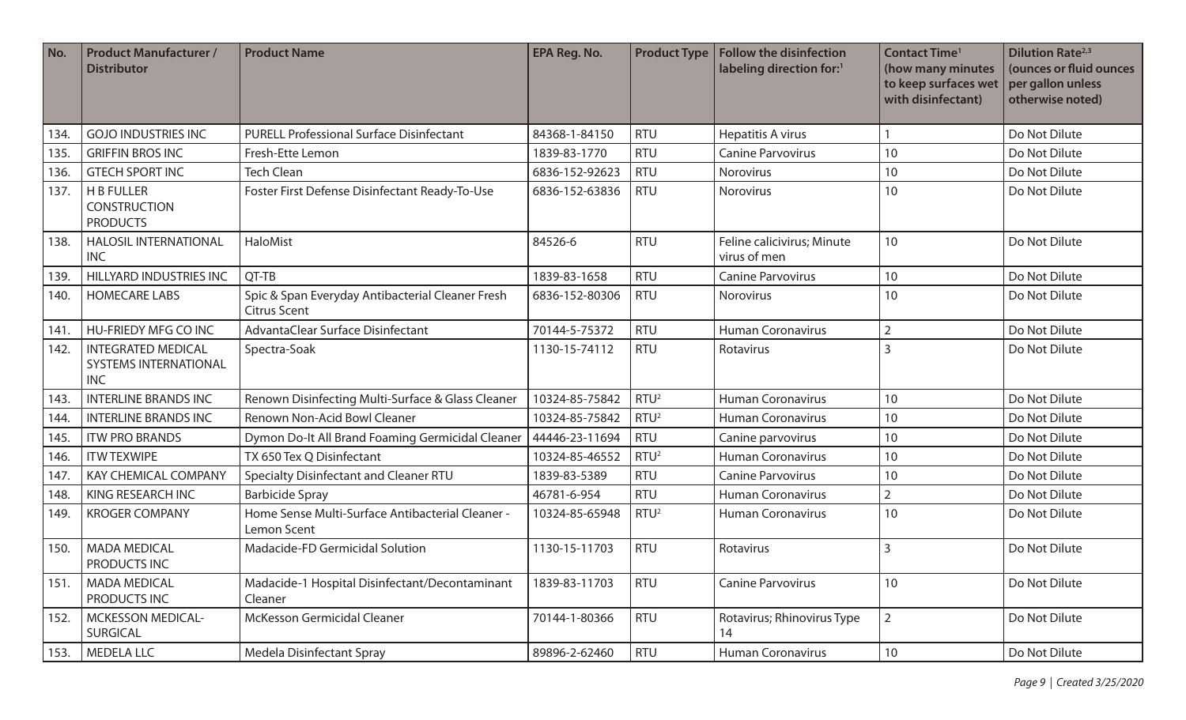| No. | Product Manufacturer / Distributor | Product Name | EPA Reg. No. | Product Type | Follow the disinfection labeling direction for:[1] | Contact Time[1] (how many minutes to keep surfaces wet with disinfectant) | Dilution Rate[2,3] (ounces or fluid ounces per gallon unless otherwise noted) |
|---|---|---|---|---|---|---|---|
| 134. | GOJO INDUSTRIES INC | PURELL Professional Surface Disinfectant | 84368-1-84150 | RTU | Hepatitis A virus | 1 | Do Not Dilute |
| 135. | GRIFFIN BROS INC | Fresh-Ette Lemon | 1839-83-1770 | RTU | Canine Parvovirus | 10 | Do Not Dilute |
| 136. | GTECH SPORT INC | Tech Clean | 6836-152-92623 | RTU | Norovirus | 10 | Do Not Dilute |
| 137. | H B FULLER CONSTRUCTION PRODUCTS | Foster First Defense Disinfectant Ready-To-Use | 6836-152-63836 | RTU | Norovirus | 10 | Do Not Dilute |
| 138. | HALOSIL INTERNATIONAL INC | HaloMist | 84526-6 | RTU | Feline calicivirus; Minute virus of men | 10 | Do Not Dilute |
| 139. | HILLYARD INDUSTRIES INC | QT-TB | 1839-83-1658 | RTU | Canine Parvovirus | 10 | Do Not Dilute |
| 140. | HOMECARE LABS | Spic & Span Everyday Antibacterial Cleaner Fresh Citrus Scent | 6836-152-80306 | RTU | Norovirus | 10 | Do Not Dilute |
| 141. | HU-FRIEDY MFG CO INC | AdvantaClear Surface Disinfectant | 70144-5-75372 | RTU | Human Coronavirus | 2 | Do Not Dilute |
| 142. | INTEGRATED MEDICAL SYSTEMS INTERNATIONAL INC | Spectra-Soak | 1130-15-74112 | RTU | Rotavirus | 3 | Do Not Dilute |
| 143. | INTERLINE BRANDS INC | Renown Disinfecting Multi-Surface & Glass Cleaner | 10324-85-75842 | RTU[2] | Human Coronavirus | 10 | Do Not Dilute |
| 144. | INTERLINE BRANDS INC | Renown Non-Acid Bowl Cleaner | 10324-85-75842 | RTU[2] | Human Coronavirus | 10 | Do Not Dilute |
| 145. | ITW PRO BRANDS | Dymon Do-It All Brand Foaming Germicidal Cleaner | 44446-23-11694 | RTU | Canine parvovirus | 10 | Do Not Dilute |
| 146. | ITW TEXWIPE | TX 650 Tex Q Disinfectant | 10324-85-46552 | RTU[2] | Human Coronavirus | 10 | Do Not Dilute |
| 147. | KAY CHEMICAL COMPANY | Specialty Disinfectant and Cleaner RTU | 1839-83-5389 | RTU | Canine Parvovirus | 10 | Do Not Dilute |
| 148. | KING RESEARCH INC | Barbicide Spray | 46781-6-954 | RTU | Human Coronavirus | 2 | Do Not Dilute |
| 149. | KROGER COMPANY | Home Sense Multi-Surface Antibacterial Cleaner - Lemon Scent | 10324-85-65948 | RTU[2] | Human Coronavirus | 10 | Do Not Dilute |
| 150. | MADA MEDICAL PRODUCTS INC | Madacide-FD Germicidal Solution | 1130-15-11703 | RTU | Rotavirus | 3 | Do Not Dilute |
| 151. | MADA MEDICAL PRODUCTS INC | Madacide-1 Hospital Disinfectant/Decontaminant Cleaner | 1839-83-11703 | RTU | Canine Parvovirus | 10 | Do Not Dilute |
| 152. | MCKESSON MEDICAL-SURGICAL | McKesson Germicidal Cleaner | 70144-1-80366 | RTU | Rotavirus; Rhinovirus Type 14 | 2 | Do Not Dilute |
| 153. | MEDELA LLC | Medela Disinfectant Spray | 89896-2-62460 | RTU | Human Coronavirus | 10 | Do Not Dilute |

*Page 9 | Created 3/25/2020*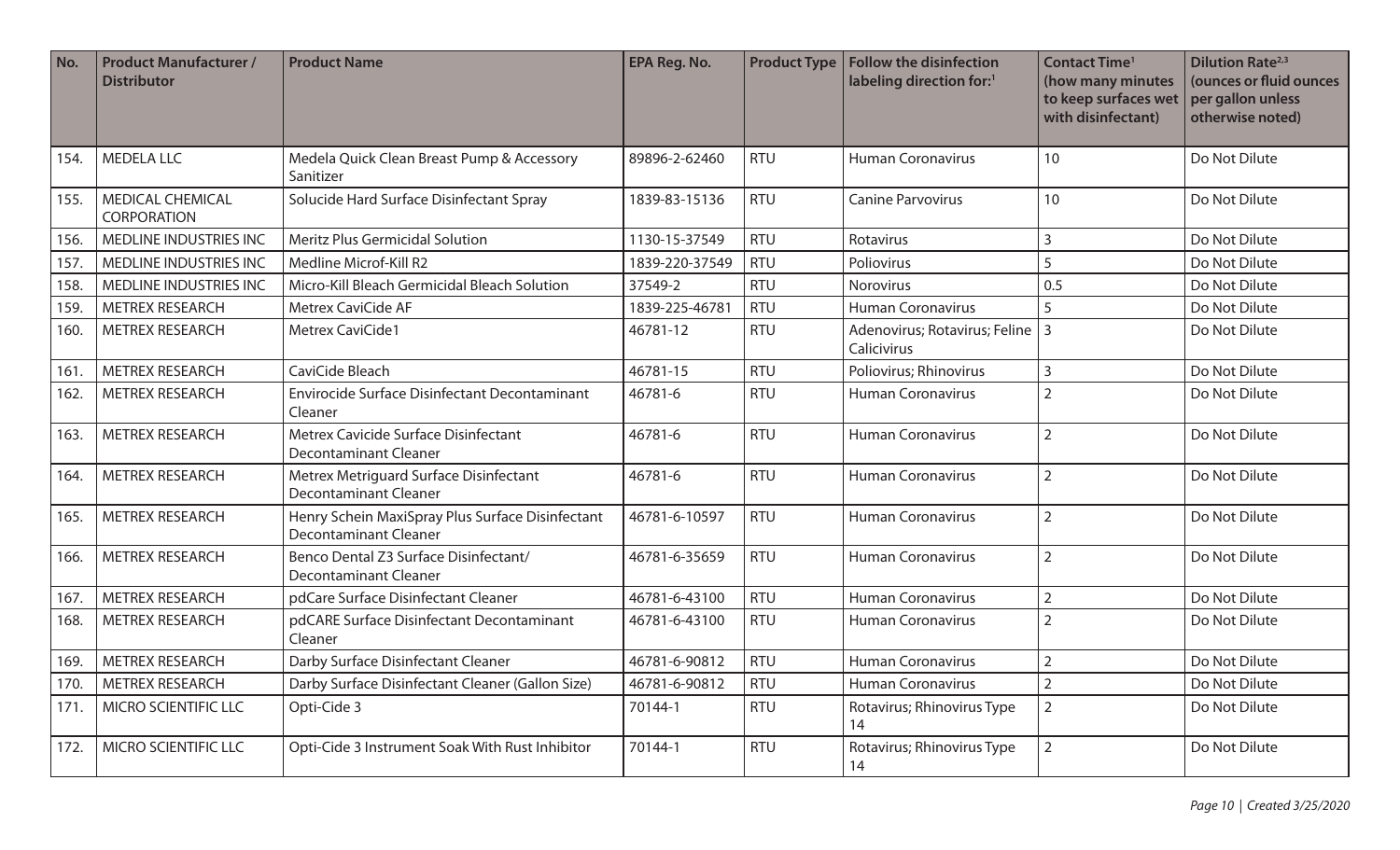| No. | Product Manufacturer / Distributor | Product Name | EPA Reg. No. | Product Type | Follow the disinfection labeling direction for:[1] | Contact Time[1] (how many minutes to keep surfaces wet with disinfectant) | Dilution Rate[2,3] (ounces or fluid ounces per gallon unless otherwise noted) |
|---|---|---|---|---|---|---|---|
| 154. | MEDELA LLC | Medela Quick Clean Breast Pump & Accessory Sanitizer | 89896-2-62460 | RTU | Human Coronavirus | 10 | Do Not Dilute |
| 155. | MEDICAL CHEMICAL CORPORATION | Solucide Hard Surface Disinfectant Spray | 1839-83-15136 | RTU | Canine Parvovirus | 10 | Do Not Dilute |
| 156. | MEDLINE INDUSTRIES INC | Meritz Plus Germicidal Solution | 1130-15-37549 | RTU | Rotavirus | 3 | Do Not Dilute |
| 157. | MEDLINE INDUSTRIES INC | Medline Microf-Kill R2 | 1839-220-37549 | RTU | Poliovirus | 5 | Do Not Dilute |
| 158. | MEDLINE INDUSTRIES INC | Micro-Kill Bleach Germicidal Bleach Solution | 37549-2 | RTU | Norovirus | 0.5 | Do Not Dilute |
| 159. | METREX RESEARCH | Metrex CaviCide AF | 1839-225-46781 | RTU | Human Coronavirus | 5 | Do Not Dilute |
| 160. | METREX RESEARCH | Metrex CaviCide1 | 46781-12 | RTU | Adenovirus; Rotavirus; Feline Calicivirus | 3 | Do Not Dilute |
| 161. | METREX RESEARCH | CaviCide Bleach | 46781-15 | RTU | Poliovirus; Rhinovirus | 3 | Do Not Dilute |
| 162. | METREX RESEARCH | Envirocide Surface Disinfectant Decontaminant Cleaner | 46781-6 | RTU | Human Coronavirus | 2 | Do Not Dilute |
| 163. | METREX RESEARCH | Metrex Cavicide Surface Disinfectant Decontaminant Cleaner | 46781-6 | RTU | Human Coronavirus | 2 | Do Not Dilute |
| 164. | METREX RESEARCH | Metrex Metriguard Surface Disinfectant Decontaminant Cleaner | 46781-6 | RTU | Human Coronavirus | 2 | Do Not Dilute |
| 165. | METREX RESEARCH | Henry Schein MaxiSpray Plus Surface Disinfectant Decontaminant Cleaner | 46781-6-10597 | RTU | Human Coronavirus | 2 | Do Not Dilute |
| 166. | METREX RESEARCH | Benco Dental Z3 Surface Disinfectant/ Decontaminant Cleaner | 46781-6-35659 | RTU | Human Coronavirus | 2 | Do Not Dilute |
| 167. | METREX RESEARCH | pdCare Surface Disinfectant Cleaner | 46781-6-43100 | RTU | Human Coronavirus | 2 | Do Not Dilute |
| 168. | METREX RESEARCH | pdCARE Surface Disinfectant Decontaminant Cleaner | 46781-6-43100 | RTU | Human Coronavirus | 2 | Do Not Dilute |
| 169. | METREX RESEARCH | Darby Surface Disinfectant Cleaner | 46781-6-90812 | RTU | Human Coronavirus | 2 | Do Not Dilute |
| 170. | METREX RESEARCH | Darby Surface Disinfectant Cleaner (Gallon Size) | 46781-6-90812 | RTU | Human Coronavirus | 2 | Do Not Dilute |
| 171. | MICRO SCIENTIFIC LLC | Opti-Cide 3 | 70144-1 | RTU | Rotavirus; Rhinovirus Type 14 | 2 | Do Not Dilute |
| 172. | MICRO SCIENTIFIC LLC | Opti-Cide 3 Instrument Soak With Rust Inhibitor | 70144-1 | RTU | Rotavirus; Rhinovirus Type 14 | 2 | Do Not Dilute |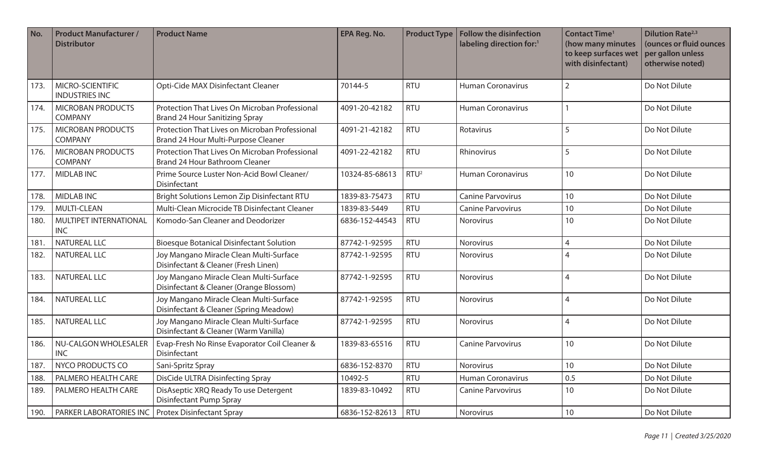| No. | Product Manufacturer / Distributor | Product Name | EPA Reg. No. | Product Type | Follow the disinfection labeling direction for:[1] | Contact Time[1] (how many minutes to keep surfaces wet with disinfectant) | Dilution Rate[2,3] (ounces or fluid ounces per gallon unless otherwise noted) |
|---|---|---|---|---|---|---|---|
| 173. | MICRO-SCIENTIFIC INDUSTRIES INC | Opti-Cide MAX Disinfectant Cleaner | 70144-5 | RTU | Human Coronavirus | 2 | Do Not Dilute |
| 174. | MICROBAN PRODUCTS COMPANY | Protection That Lives On Microban Professional Brand 24 Hour Sanitizing Spray | 4091-20-42182 | RTU | Human Coronavirus | 1 | Do Not Dilute |
| 175. | MICROBAN PRODUCTS COMPANY | Protection That Lives On Microban Professional Brand 24 Hour Multi-Purpose Cleaner | 4091-21-42182 | RTU | Rotavirus | 5 | Do Not Dilute |
| 176. | MICROBAN PRODUCTS COMPANY | Protection That Lives On Microban Professional Brand 24 Hour Bathroom Cleaner | 4091-22-42182 | RTU | Rhinovirus | 5 | Do Not Dilute |
| 177. | MIDLAB INC | Prime Source Luster Non-Acid Bowl Cleaner/ Disinfectant | 10324-85-68613 | RTU[2] | Human Coronavirus | 10 | Do Not Dilute |
| 178. | MIDLAB INC | Bright Solutions Lemon Zip Disinfectant RTU | 1839-83-75473 | RTU | Canine Parvovirus | 10 | Do Not Dilute |
| 179. | MULTI-CLEAN | Multi-Clean Microcide TB Disinfectant Cleaner | 1839-83-5449 | RTU | Canine Parvovirus | 10 | Do Not Dilute |
| 180. | MULTIPET INTERNATIONAL INC | Komodo-San Cleaner and Deodorizer | 6836-152-44543 | RTU | Norovirus | 10 | Do Not Dilute |
| 181. | NATUREAL LLC | Bioesque Botanical Disinfectant Solution | 87742-1-92595 | RTU | Norovirus | 4 | Do Not Dilute |
| 182. | NATUREAL LLC | Joy Mangano Miracle Clean Multi-Surface Disinfectant & Cleaner (Fresh Linen) | 87742-1-92595 | RTU | Norovirus | 4 | Do Not Dilute |
| 183. | NATUREAL LLC | Joy Mangano Miracle Clean Multi-Surface Disinfectant & Cleaner (Orange Blossom) | 87742-1-92595 | RTU | Norovirus | 4 | Do Not Dilute |
| 184. | NATUREAL LLC | Joy Mangano Miracle Clean Multi-Surface Disinfectant & Cleaner (Spring Meadow) | 87742-1-92595 | RTU | Norovirus | 4 | Do Not Dilute |
| 185. | NATUREAL LLC | Joy Mangano Miracle Clean Multi-Surface Disinfectant & Cleaner (Warm Vanilla) | 87742-1-92595 | RTU | Norovirus | 4 | Do Not Dilute |
| 186. | NU-CALGON WHOLESALER INC | Evap-Fresh No Rinse Evaporator Coil Cleaner & Disinfectant | 1839-83-65516 | RTU | Canine Parvovirus | 10 | Do Not Dilute |
| 187. | NYCO PRODUCTS CO | Sani-Spritz Spray | 6836-152-8370 | RTU | Norovirus | 10 | Do Not Dilute |
| 188. | PALMERO HEALTH CARE | DisCide ULTRA Disinfecting Spray | 10492-5 | RTU | Human Coronavirus | 0.5 | Do Not Dilute |
| 189. | PALMERO HEALTH CARE | DisAseptic XRQ Ready To use Detergent Disinfectant Pump Spray | 1839-83-10492 | RTU | Canine Parvovirus | 10 | Do Not Dilute |
| 190. | PARKER LABORATORIES INC | Protex Disinfectant Spray | 6836-152-82613 | RTU | Norovirus | 10 | Do Not Dilute |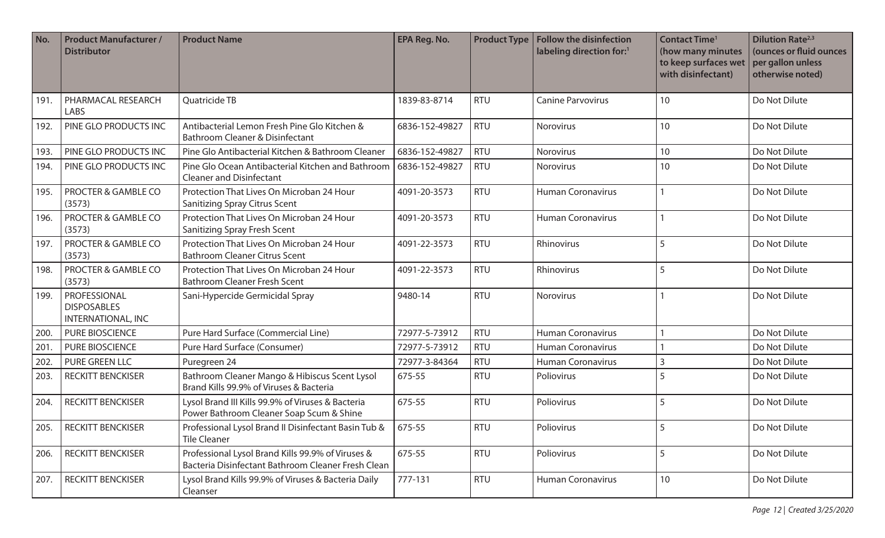| No. | Product Manufacturer / Distributor | Product Name | EPA Reg. No. | Product Type | Follow the disinfection labeling direction for:[1] | Contact Time[1] (how many minutes to keep surfaces wet with disinfectant) | Dilution Rate[2,3] (ounces or fluid ounces per gallon unless otherwise noted) |
|---|---|---|---|---|---|---|---|
| 191. | PHARMACAL RESEARCH LABS | Quatricide TB | 1839-83-8714 | RTU | Canine Parvovirus | 10 | Do Not Dilute |
| 192. | PINE GLO PRODUCTS INC | Antibacterial Lemon Fresh Pine Glo Kitchen & Bathroom Cleaner & Disinfectant | 6836-152-49827 | RTU | Norovirus | 10 | Do Not Dilute |
| 193. | PINE GLO PRODUCTS INC | Pine Glo Antibacterial Kitchen & Bathroom Cleaner | 6836-152-49827 | RTU | Norovirus | 10 | Do Not Dilute |
| 194. | PINE GLO PRODUCTS INC | Pine Glo Ocean Antibacterial Kitchen and Bathroom Cleaner and Disinfectant | 6836-152-49827 | RTU | Norovirus | 10 | Do Not Dilute |
| 195. | PROCTER & GAMBLE CO (3573) | Protection That Lives On Microban 24 Hour Sanitizing Spray Citrus Scent | 4091-20-3573 | RTU | Human Coronavirus | 1 | Do Not Dilute |
| 196. | PROCTER & GAMBLE CO (3573) | Protection That Lives On Microban 24 Hour Sanitizing Spray Fresh Scent | 4091-20-3573 | RTU | Human Coronavirus | 1 | Do Not Dilute |
| 197. | PROCTER & GAMBLE CO (3573) | Protection That Lives On Microban 24 Hour Bathroom Cleaner Citrus Scent | 4091-22-3573 | RTU | Rhinovirus | 5 | Do Not Dilute |
| 198. | PROCTER & GAMBLE CO (3573) | Protection That Lives On Microban 24 Hour Bathroom Cleaner Fresh Scent | 4091-22-3573 | RTU | Rhinovirus | 5 | Do Not Dilute |
| 199. | PROFESSIONAL DISPOSABLES INTERNATIONAL, INC | Sani-Hypercide Germicidal Spray | 9480-14 | RTU | Norovirus | 1 | Do Not Dilute |
| 200. | PURE BIOSCIENCE | Pure Hard Surface (Commercial Line) | 72977-5-73912 | RTU | Human Coronavirus | 1 | Do Not Dilute |
| 201. | PURE BIOSCIENCE | Pure Hard Surface (Consumer) | 72977-5-73912 | RTU | Human Coronavirus | 1 | Do Not Dilute |
| 202. | PURE GREEN LLC | Puregreen 24 | 72977-3-84364 | RTU | Human Coronavirus | 3 | Do Not Dilute |
| 203. | RECKITT BENCKISER | Bathroom Cleaner Mango & Hibiscus Scent Lysol Brand Kills 99.9% of Viruses & Bacteria | 675-55 | RTU | Poliovirus | 5 | Do Not Dilute |
| 204. | RECKITT BENCKISER | Lysol Brand III Kills 99.9% of Viruses & Bacteria Power Bathroom Cleaner Soap Scum & Shine | 675-55 | RTU | Poliovirus | 5 | Do Not Dilute |
| 205. | RECKITT BENCKISER | Professional Lysol Brand II Disinfectant Basin Tub & Tile Cleaner | 675-55 | RTU | Poliovirus | 5 | Do Not Dilute |
| 206. | RECKITT BENCKISER | Professional Lysol Brand Kills 99.9% of Viruses & Bacteria Disinfectant Bathroom Cleaner Fresh Clean | 675-55 | RTU | Poliovirus | 5 | Do Not Dilute |
| 207. | RECKITT BENCKISER | Lysol Brand Kills 99.9% of Viruses & Bacteria Daily Cleanser | 777-131 | RTU | Human Coronavirus | 10 | Do Not Dilute |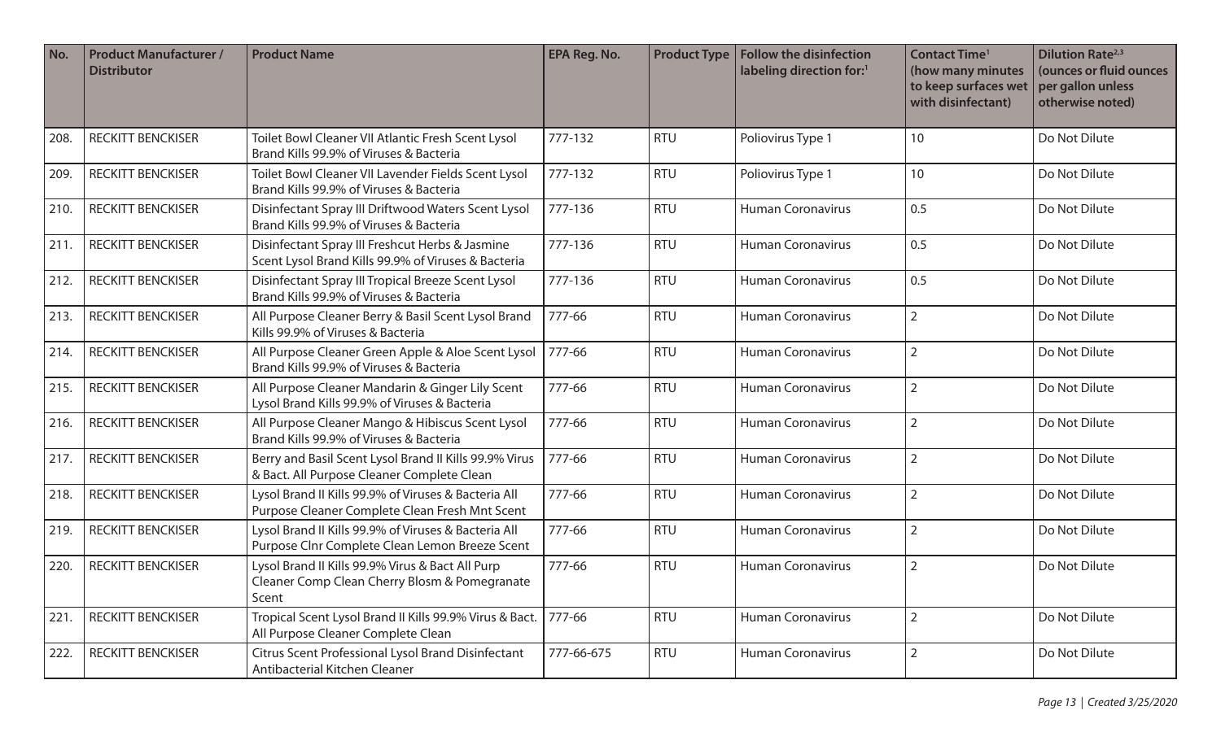| No. | Product Manufacturer / Distributor | Product Name | EPA Reg. No. | Product Type | Follow the disinfection labeling direction for:[1] | Contact Time[1] (how many minutes to keep surfaces wet with disinfectant) | Dilution Rate[2,3] (ounces or fluid ounces per gallon unless otherwise noted) |
|---|---|---|---|---|---|---|---|
| 208. | RECKITT BENCKISER | Toilet Bowl Cleaner VII Atlantic Fresh Scent Lysol Brand Kills 99.9% of Viruses & Bacteria | 777-132 | RTU | Poliovirus Type 1 | 10 | Do Not Dilute |
| 209. | RECKITT BENCKISER | Toilet Bowl Cleaner VII Lavender Fields Scent Lysol Brand Kills 99.9% of Viruses & Bacteria | 777-132 | RTU | Poliovirus Type 1 | 10 | Do Not Dilute |
| 210. | RECKITT BENCKISER | Disinfectant Spray III Driftwood Waters Scent Lysol Brand Kills 99.9% of Viruses & Bacteria | 777-136 | RTU | Human Coronavirus | 0.5 | Do Not Dilute |
| 211. | RECKITT BENCKISER | Disinfectant Spray III Freshcut Herbs & Jasmine Scent Lysol Brand Kills 99.9% of Viruses & Bacteria | 777-136 | RTU | Human Coronavirus | 0.5 | Do Not Dilute |
| 212. | RECKITT BENCKISER | Disinfectant Spray III Tropical Breeze Scent Lysol Brand Kills 99.9% of Viruses & Bacteria | 777-136 | RTU | Human Coronavirus | 0.5 | Do Not Dilute |
| 213. | RECKITT BENCKISER | All Purpose Cleaner Berry & Basil Scent Lysol Brand Kills 99.9% of Viruses & Bacteria | 777-66 | RTU | Human Coronavirus | 2 | Do Not Dilute |
| 214. | RECKITT BENCKISER | All Purpose Cleaner Green Apple & Aloe Scent Lysol Brand Kills 99.9% of Viruses & Bacteria | 777-66 | RTU | Human Coronavirus | 2 | Do Not Dilute |
| 215. | RECKITT BENCKISER | All Purpose Cleaner Mandarin & Ginger Lily Scent Lysol Brand Kills 99.9% of Viruses & Bacteria | 777-66 | RTU | Human Coronavirus | 2 | Do Not Dilute |
| 216. | RECKITT BENCKISER | All Purpose Cleaner Mango & Hibiscus Scent Lysol Brand Kills 99.9% of Viruses & Bacteria | 777-66 | RTU | Human Coronavirus | 2 | Do Not Dilute |
| 217. | RECKITT BENCKISER | Berry and Basil Scent Lysol Brand II Kills 99.9% Virus & Bact. All Purpose Cleaner Complete Clean | 777-66 | RTU | Human Coronavirus | 2 | Do Not Dilute |
| 218. | RECKITT BENCKISER | Lysol Brand II Kills 99.9% of Viruses & Bacteria All Purpose Cleaner Complete Clean Fresh Mnt Scent | 777-66 | RTU | Human Coronavirus | 2 | Do Not Dilute |
| 219. | RECKITT BENCKISER | Lysol Brand II Kills 99.9% of Viruses & Bacteria All Purpose Clnr Complete Clean Lemon Breeze Scent | 777-66 | RTU | Human Coronavirus | 2 | Do Not Dilute |
| 220. | RECKITT BENCKISER | Lysol Brand II Kills 99.9% Virus & Bact All Purp Cleaner Comp Clean Cherry Blosm & Pomegranate Scent | 777-66 | RTU | Human Coronavirus | 2 | Do Not Dilute |
| 221. | RECKITT BENCKISER | Tropical Scent Lysol Brand II Kills 99.9% Virus & Bact. All Purpose Cleaner Complete Clean | 777-66 | RTU | Human Coronavirus | 2 | Do Not Dilute |
| 222. | RECKITT BENCKISER | Citrus Scent Professional Lysol Brand Disinfectant Antibacterial Kitchen Cleaner | 777-66-675 | RTU | Human Coronavirus | 2 | Do Not Dilute |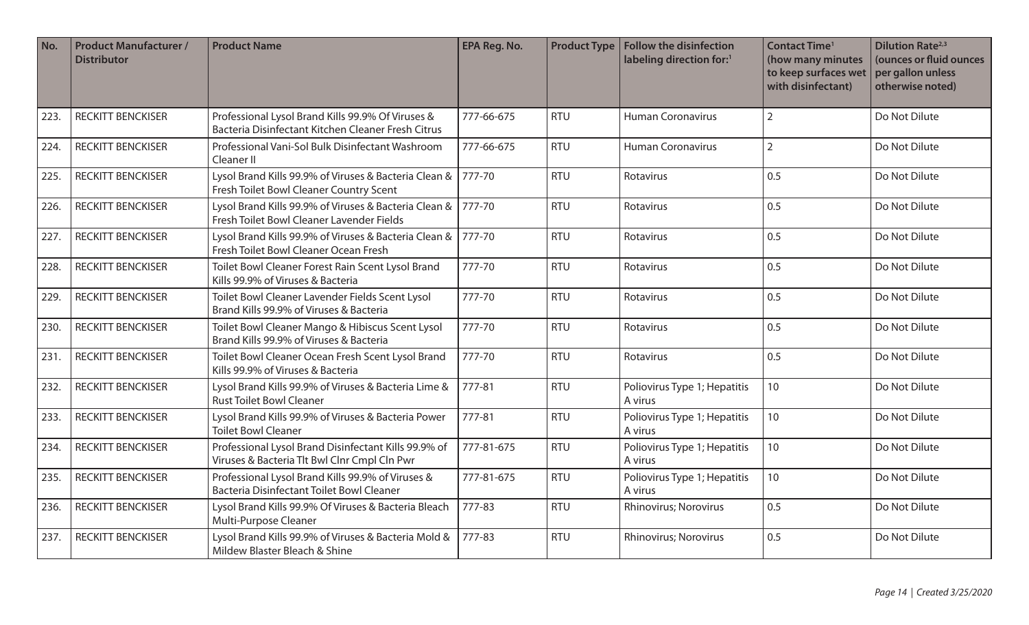| No. | Product Manufacturer / Distributor | Product Name | EPA Reg. No. | Product Type | Follow the disinfection labeling direction for:[1] | Contact Time[1] (how many minutes to keep surfaces wet with disinfectant) | Dilution Rate[2,3] (ounces or fluid ounces per gallon unless otherwise noted) |
|---|---|---|---|---|---|---|---|
| 223. | RECKITT BENCKISER | Professional Lysol Brand Kills 99.9% Of Viruses & Bacteria Disinfectant Kitchen Cleaner Fresh Citrus | 777-66-675 | RTU | Human Coronavirus | 2 | Do Not Dilute |
| 224. | RECKITT BENCKISER | Professional Vani-Sol Bulk Disinfectant Washroom Cleaner II | 777-66-675 | RTU | Human Coronavirus | 2 | Do Not Dilute |
| 225. | RECKITT BENCKISER | Lysol Brand Kills 99.9% of Viruses & Bacteria Clean & Fresh Toilet Bowl Cleaner Country Scent | 777-70 | RTU | Rotavirus | 0.5 | Do Not Dilute |
| 226. | RECKITT BENCKISER | Lysol Brand Kills 99.9% of Viruses & Bacteria Clean & Fresh Toilet Bowl Cleaner Lavender Fields | 777-70 | RTU | Rotavirus | 0.5 | Do Not Dilute |
| 227. | RECKITT BENCKISER | Lysol Brand Kills 99.9% of Viruses & Bacteria Clean & Fresh Toilet Bowl Cleaner Ocean Fresh | 777-70 | RTU | Rotavirus | 0.5 | Do Not Dilute |
| 228. | RECKITT BENCKISER | Toilet Bowl Cleaner Forest Rain Scent Lysol Brand Kills 99.9% of Viruses & Bacteria | 777-70 | RTU | Rotavirus | 0.5 | Do Not Dilute |
| 229. | RECKITT BENCKISER | Toilet Bowl Cleaner Lavender Fields Scent Lysol Brand Kills 99.9% of Viruses & Bacteria | 777-70 | RTU | Rotavirus | 0.5 | Do Not Dilute |
| 230. | RECKITT BENCKISER | Toilet Bowl Cleaner Mango & Hibiscus Scent Lysol Brand Kills 99.9% of Viruses & Bacteria | 777-70 | RTU | Rotavirus | 0.5 | Do Not Dilute |
| 231. | RECKITT BENCKISER | Toilet Bowl Cleaner Ocean Fresh Scent Lysol Brand Kills 99.9% of Viruses & Bacteria | 777-70 | RTU | Rotavirus | 0.5 | Do Not Dilute |
| 232. | RECKITT BENCKISER | Lysol Brand Kills 99.9% of Viruses & Bacteria Lime & Rust Toilet Bowl Cleaner | 777-81 | RTU | Poliovirus Type 1; Hepatitis A virus | 10 | Do Not Dilute |
| 233. | RECKITT BENCKISER | Lysol Brand Kills 99.9% of Viruses & Bacteria Power Toilet Bowl Cleaner | 777-81 | RTU | Poliovirus Type 1; Hepatitis A virus | 10 | Do Not Dilute |
| 234. | RECKITT BENCKISER | Professional Lysol Brand Disinfectant Kills 99.9% of Viruses & Bacteria Tlt Bwl Clnr Cmpl Cln Pwr | 777-81-675 | RTU | Poliovirus Type 1; Hepatitis A virus | 10 | Do Not Dilute |
| 235. | RECKITT BENCKISER | Professional Lysol Brand Kills 99.9% of Viruses & Bacteria Disinfectant Toilet Bowl Cleaner | 777-81-675 | RTU | Poliovirus Type 1; Hepatitis A virus | 10 | Do Not Dilute |
| 236. | RECKITT BENCKISER | Lysol Brand Kills 99.9% Of Viruses & Bacteria Bleach Multi-Purpose Cleaner | 777-83 | RTU | Rhinovirus; Norovirus | 0.5 | Do Not Dilute |
| 237. | RECKITT BENCKISER | Lysol Brand Kills 99.9% of Viruses & Bacteria Mold & Mildew Blaster Bleach & Shine | 777-83 | RTU | Rhinovirus; Norovirus | 0.5 | Do Not Dilute |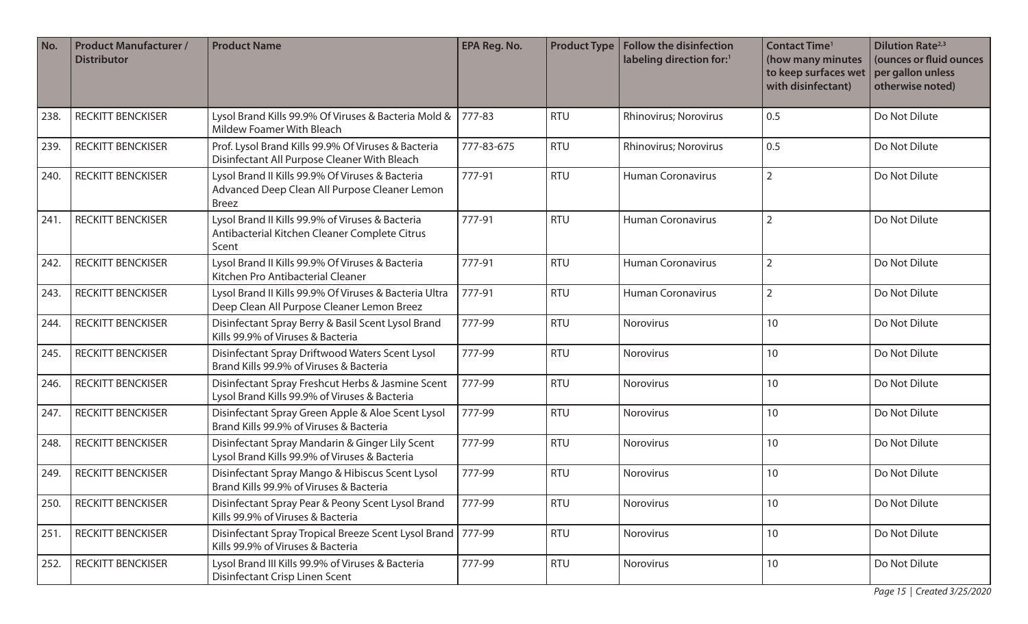| No. | Product Manufacturer / Distributor | Product Name | EPA Reg. No. | Product Type | Follow the disinfection labeling direction for:[1] | Contact Time[1] (how many minutes to keep surfaces wet with disinfectant) | Dilution Rate[2,3] (ounces or fluid ounces per gallon unless otherwise noted) |
|---|---|---|---|---|---|---|---|
| 238. | RECKITT BENCKISER | Lysol Brand Kills 99.9% Of Viruses & Bacteria Mold & Mildew Foamer With Bleach | 777-83 | RTU | Rhinovirus; Norovirus | 0.5 | Do Not Dilute |
| 239. | RECKITT BENCKISER | Prof. Lysol Brand Kills 99.9% Of Viruses & Bacteria Disinfectant All Purpose Cleaner With Bleach | 777-83-675 | RTU | Rhinovirus; Norovirus | 0.5 | Do Not Dilute |
| 240. | RECKITT BENCKISER | Lysol Brand II Kills 99.9% Of Viruses & Bacteria Advanced Deep Clean All Purpose Cleaner Lemon Breez | 777-91 | RTU | Human Coronavirus | 2 | Do Not Dilute |
| 241. | RECKITT BENCKISER | Lysol Brand II Kills 99.9% of Viruses & Bacteria Antibacterial Kitchen Cleaner Complete Citrus Scent | 777-91 | RTU | Human Coronavirus | 2 | Do Not Dilute |
| 242. | RECKITT BENCKISER | Lysol Brand II Kills 99.9% Of Viruses & Bacteria Kitchen Pro Antibacterial Cleaner | 777-91 | RTU | Human Coronavirus | 2 | Do Not Dilute |
| 243. | RECKITT BENCKISER | Lysol Brand II Kills 99.9% Of Viruses & Bacteria Ultra Deep Clean All Purpose Cleaner Lemon Breez | 777-91 | RTU | Human Coronavirus | 2 | Do Not Dilute |
| 244. | RECKITT BENCKISER | Disinfectant Spray Berry & Basil Scent Lysol Brand Kills 99.9% of Viruses & Bacteria | 777-99 | RTU | Norovirus | 10 | Do Not Dilute |
| 245. | RECKITT BENCKISER | Disinfectant Spray Driftwood Waters Scent Lysol Brand Kills 99.9% of Viruses & Bacteria | 777-99 | RTU | Norovirus | 10 | Do Not Dilute |
| 246. | RECKITT BENCKISER | Disinfectant Spray Freshcut Herbs & Jasmine Scent Lysol Brand Kills 99.9% of Viruses & Bacteria | 777-99 | RTU | Norovirus | 10 | Do Not Dilute |
| 247. | RECKITT BENCKISER | Disinfectant Spray Green Apple & Aloe Scent Lysol Brand Kills 99.9% of Viruses & Bacteria | 777-99 | RTU | Norovirus | 10 | Do Not Dilute |
| 248. | RECKITT BENCKISER | Disinfectant Spray Mandarin & Ginger Lily Scent Lysol Brand Kills 99.9% of Viruses & Bacteria | 777-99 | RTU | Norovirus | 10 | Do Not Dilute |
| 249. | RECKITT BENCKISER | Disinfectant Spray Mango & Hibiscus Scent Lysol Brand Kills 99.9% of Viruses & Bacteria | 777-99 | RTU | Norovirus | 10 | Do Not Dilute |
| 250. | RECKITT BENCKISER | Disinfectant Spray Pear & Peony Scent Lysol Brand Kills 99.9% of Viruses & Bacteria | 777-99 | RTU | Norovirus | 10 | Do Not Dilute |
| 251. | RECKITT BENCKISER | Disinfectant Spray Tropical Breeze Scent Lysol Brand Kills 99.9% of Viruses & Bacteria | 777-99 | RTU | Norovirus | 10 | Do Not Dilute |
| 252. | RECKITT BENCKISER | Lysol Brand III Kills 99.9% of Viruses & Bacteria Disinfectant Crisp Linen Scent | 777-99 | RTU | Norovirus | 10 | Do Not Dilute |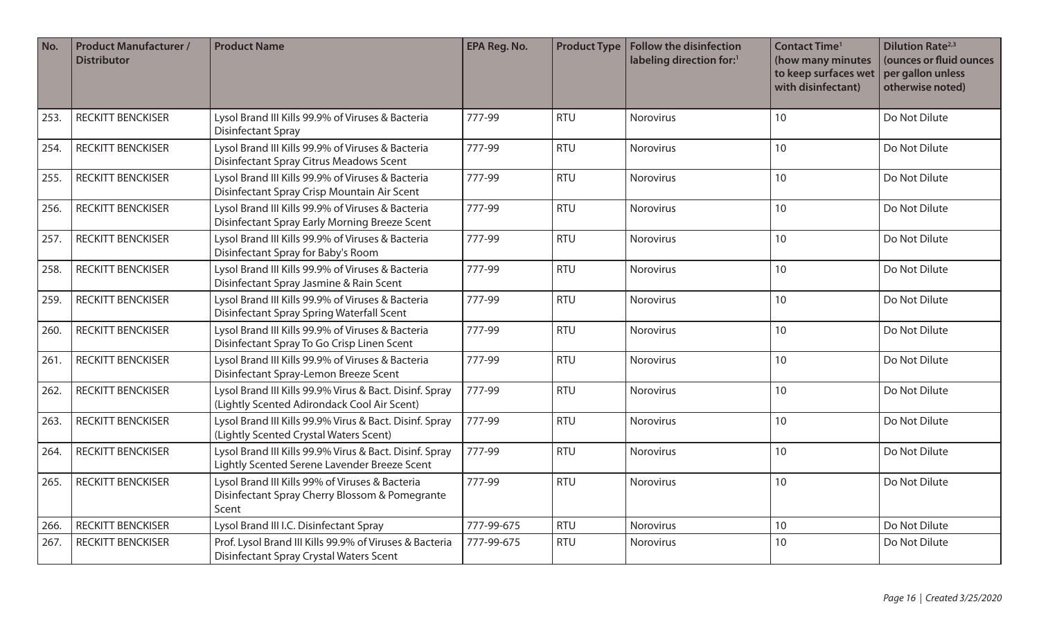| No. | Product Manufacturer / Distributor | Product Name | EPA Reg. No. | Product Type | Follow the disinfection labeling direction for:[1] | Contact Time[1] (how many minutes to keep surfaces wet with disinfectant) | Dilution Rate[2,3] (ounces or fluid ounces per gallon unless otherwise noted) |
|---|---|---|---|---|---|---|---|
| 253. | RECKITT BENCKISER | Lysol Brand III Kills 99.9% of Viruses & Bacteria Disinfectant Spray | 777-99 | RTU | Norovirus | 10 | Do Not Dilute |
| 254. | RECKITT BENCKISER | Lysol Brand III Kills 99.9% of Viruses & Bacteria Disinfectant Spray Citrus Meadows Scent | 777-99 | RTU | Norovirus | 10 | Do Not Dilute |
| 255. | RECKITT BENCKISER | Lysol Brand III Kills 99.9% of Viruses & Bacteria Disinfectant Spray Crisp Mountain Air Scent | 777-99 | RTU | Norovirus | 10 | Do Not Dilute |
| 256. | RECKITT BENCKISER | Lysol Brand III Kills 99.9% of Viruses & Bacteria Disinfectant Spray Early Morning Breeze Scent | 777-99 | RTU | Norovirus | 10 | Do Not Dilute |
| 257. | RECKITT BENCKISER | Lysol Brand III Kills 99.9% of Viruses & Bacteria Disinfectant Spray for Baby's Room | 777-99 | RTU | Norovirus | 10 | Do Not Dilute |
| 258. | RECKITT BENCKISER | Lysol Brand III Kills 99.9% of Viruses & Bacteria Disinfectant Spray Jasmine & Rain Scent | 777-99 | RTU | Norovirus | 10 | Do Not Dilute |
| 259. | RECKITT BENCKISER | Lysol Brand III Kills 99.9% of Viruses & Bacteria Disinfectant Spray Spring Waterfall Scent | 777-99 | RTU | Norovirus | 10 | Do Not Dilute |
| 260. | RECKITT BENCKISER | Lysol Brand III Kills 99.9% of Viruses & Bacteria Disinfectant Spray To Go Crisp Linen Scent | 777-99 | RTU | Norovirus | 10 | Do Not Dilute |
| 261. | RECKITT BENCKISER | Lysol Brand III Kills 99.9% of Viruses & Bacteria Disinfectant Spray-Lemon Breeze Scent | 777-99 | RTU | Norovirus | 10 | Do Not Dilute |
| 262. | RECKITT BENCKISER | Lysol Brand III Kills 99.9% Virus & Bact. Disinf. Spray (Lightly Scented Adirondack Cool Air Scent) | 777-99 | RTU | Norovirus | 10 | Do Not Dilute |
| 263. | RECKITT BENCKISER | Lysol Brand III Kills 99.9% Virus & Bact. Disinf. Spray (Lightly Scented Crystal Waters Scent) | 777-99 | RTU | Norovirus | 10 | Do Not Dilute |
| 264. | RECKITT BENCKISER | Lysol Brand III Kills 99.9% Virus & Bact. Disinf. Spray Lightly Scented Serene Lavender Breeze Scent | 777-99 | RTU | Norovirus | 10 | Do Not Dilute |
| 265. | RECKITT BENCKISER | Lysol Brand III Kills 99% of Viruses & Bacteria Disinfectant Spray Cherry Blossom & Pomegrante Scent | 777-99 | RTU | Norovirus | 10 | Do Not Dilute |
| 266. | RECKITT BENCKISER | Lysol Brand III I.C. Disinfectant Spray | 777-99-675 | RTU | Norovirus | 10 | Do Not Dilute |
| 267. | RECKITT BENCKISER | Prof. Lysol Brand III Kills 99.9% of Viruses & Bacteria Disinfectant Spray Crystal Waters Scent | 777-99-675 | RTU | Norovirus | 10 | Do Not Dilute |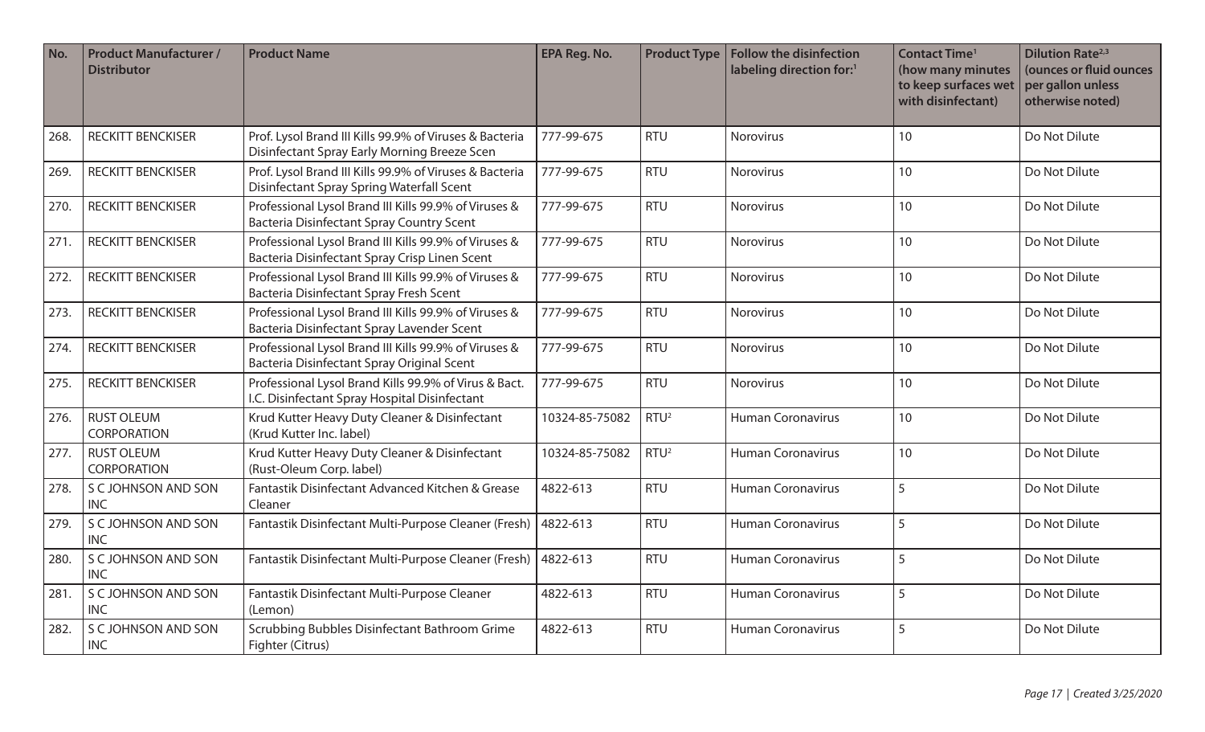| No. | Product Manufacturer / Distributor | Product Name | EPA Reg. No. | Product Type | Follow the disinfection labeling direction for:[1] | Contact Time[1] (how many minutes to keep surfaces wet with disinfectant) | Dilution Rate[2,3] (ounces or fluid ounces per gallon unless otherwise noted) |
|---|---|---|---|---|---|---|---|
| 268. | RECKITT BENCKISER | Prof. Lysol Brand III Kills 99.9% of Viruses & Bacteria Disinfectant Spray Early Morning Breeze Scen | 777-99-675 | RTU | Norovirus | 10 | Do Not Dilute |
| 269. | RECKITT BENCKISER | Prof. Lysol Brand III Kills 99.9% of Viruses & Bacteria Disinfectant Spray Spring Waterfall Scent | 777-99-675 | RTU | Norovirus | 10 | Do Not Dilute |
| 270. | RECKITT BENCKISER | Professional Lysol Brand III Kills 99.9% of Viruses & Bacteria Disinfectant Spray Country Scent | 777-99-675 | RTU | Norovirus | 10 | Do Not Dilute |
| 271. | RECKITT BENCKISER | Professional Lysol Brand III Kills 99.9% of Viruses & Bacteria Disinfectant Spray Crisp Linen Scent | 777-99-675 | RTU | Norovirus | 10 | Do Not Dilute |
| 272. | RECKITT BENCKISER | Professional Lysol Brand III Kills 99.9% of Viruses & Bacteria Disinfectant Spray Fresh Scent | 777-99-675 | RTU | Norovirus | 10 | Do Not Dilute |
| 273. | RECKITT BENCKISER | Professional Lysol Brand III Kills 99.9% of Viruses & Bacteria Disinfectant Spray Lavender Scent | 777-99-675 | RTU | Norovirus | 10 | Do Not Dilute |
| 274. | RECKITT BENCKISER | Professional Lysol Brand III Kills 99.9% of Viruses & Bacteria Disinfectant Spray Original Scent | 777-99-675 | RTU | Norovirus | 10 | Do Not Dilute |
| 275. | RECKITT BENCKISER | Professional Lysol Brand Kills 99.9% of Virus & Bact. I.C. Disinfectant Spray Hospital Disinfectant | 777-99-675 | RTU | Norovirus | 10 | Do Not Dilute |
| 276. | RUST OLEUM CORPORATION | Krud Kutter Heavy Duty Cleaner & Disinfectant (Krud Kutter Inc. label) | 10324-85-75082 | RTU[2] | Human Coronavirus | 10 | Do Not Dilute |
| 277. | RUST OLEUM CORPORATION | Krud Kutter Heavy Duty Cleaner & Disinfectant (Rust-Oleum Corp. label) | 10324-85-75082 | RTU[2] | Human Coronavirus | 10 | Do Not Dilute |
| 278. | S C JOHNSON AND SON INC | Fantastik Disinfectant Advanced Kitchen & Grease Cleaner | 4822-613 | RTU | Human Coronavirus | 5 | Do Not Dilute |
| 279. | S C JOHNSON AND SON INC | Fantastik Disinfectant Multi-Purpose Cleaner (Fresh) | 4822-613 | RTU | Human Coronavirus | 5 | Do Not Dilute |
| 280. | S C JOHNSON AND SON INC | Fantastik Disinfectant Multi-Purpose Cleaner (Fresh) | 4822-613 | RTU | Human Coronavirus | 5 | Do Not Dilute |
| 281. | S C JOHNSON AND SON INC | Fantastik Disinfectant Multi-Purpose Cleaner (Lemon) | 4822-613 | RTU | Human Coronavirus | 5 | Do Not Dilute |
| 282. | S C JOHNSON AND SON INC | Scrubbing Bubbles Disinfectant Bathroom Grime Fighter (Citrus) | 4822-613 | RTU | Human Coronavirus | 5 | Do Not Dilute |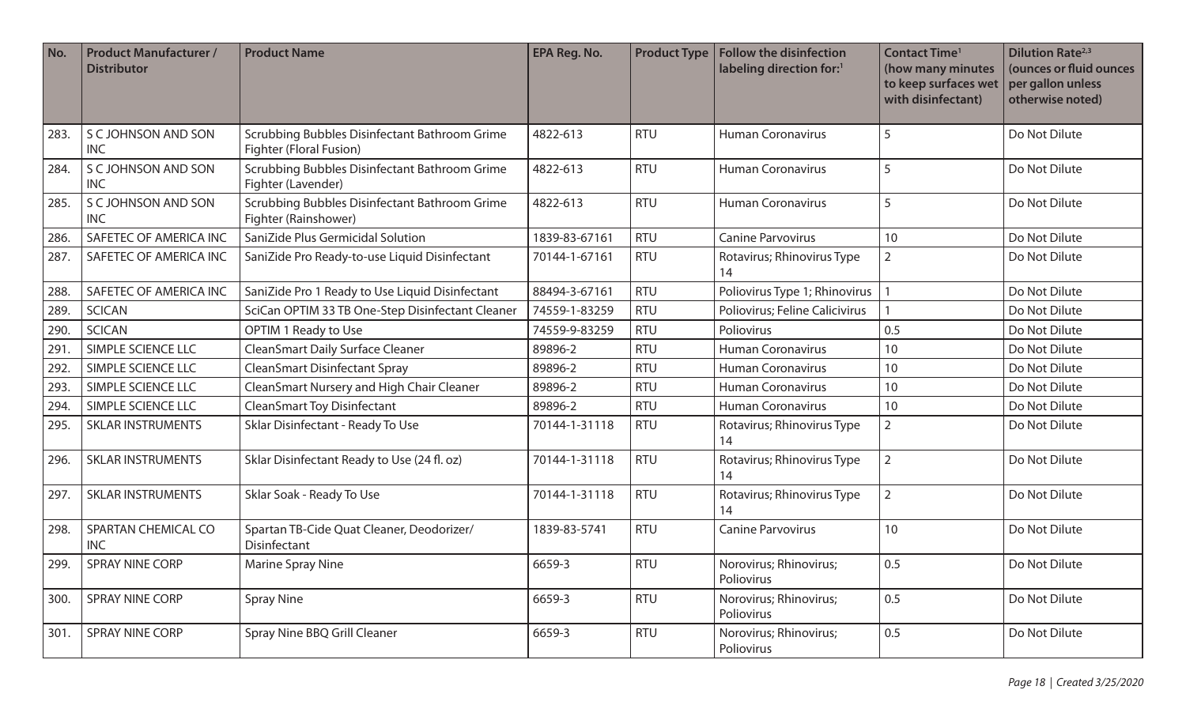| No. | Product Manufacturer / Distributor | Product Name | EPA Reg. No. | Product Type | Follow the disinfection labeling direction for:[1] | Contact Time[1] (how many minutes to keep surfaces wet with disinfectant) | Dilution Rate[2,3] (ounces or fluid ounces per gallon unless otherwise noted) |
|---|---|---|---|---|---|---|---|
| 283. | S C JOHNSON AND SON INC | Scrubbing Bubbles Disinfectant Bathroom Grime Fighter (Floral Fusion) | 4822-613 | RTU | Human Coronavirus | 5 | Do Not Dilute |
| 284. | S C JOHNSON AND SON INC | Scrubbing Bubbles Disinfectant Bathroom Grime Fighter (Lavender) | 4822-613 | RTU | Human Coronavirus | 5 | Do Not Dilute |
| 285. | S C JOHNSON AND SON INC | Scrubbing Bubbles Disinfectant Bathroom Grime Fighter (Rainshower) | 4822-613 | RTU | Human Coronavirus | 5 | Do Not Dilute |
| 286. | SAFETEC OF AMERICA INC | SaniZide Plus Germicidal Solution | 1839-83-67161 | RTU | Canine Parvovirus | 10 | Do Not Dilute |
| 287. | SAFETEC OF AMERICA INC | SaniZide Pro Ready-to-use Liquid Disinfectant | 70144-1-67161 | RTU | Rotavirus; Rhinovirus Type 14 | 2 | Do Not Dilute |
| 288. | SAFETEC OF AMERICA INC | SaniZide Pro 1 Ready to Use Liquid Disinfectant | 88494-3-67161 | RTU | Poliovirus Type 1; Rhinovirus | 1 | Do Not Dilute |
| 289. | SCICAN | SciCan OPTIM 33 TB One-Step Disinfectant Cleaner | 74559-1-83259 | RTU | Poliovirus; Feline Calicivirus | 1 | Do Not Dilute |
| 290. | SCICAN | OPTIM 1 Ready to Use | 74559-9-83259 | RTU | Poliovirus | 0.5 | Do Not Dilute |
| 291. | SIMPLE SCIENCE LLC | CleanSmart Daily Surface Cleaner | 89896-2 | RTU | Human Coronavirus | 10 | Do Not Dilute |
| 292. | SIMPLE SCIENCE LLC | CleanSmart Disinfectant Spray | 89896-2 | RTU | Human Coronavirus | 10 | Do Not Dilute |
| 293. | SIMPLE SCIENCE LLC | CleanSmart Nursery and High Chair Cleaner | 89896-2 | RTU | Human Coronavirus | 10 | Do Not Dilute |
| 294. | SIMPLE SCIENCE LLC | CleanSmart Toy Disinfectant | 89896-2 | RTU | Human Coronavirus | 10 | Do Not Dilute |
| 295. | SKLAR INSTRUMENTS | Sklar Disinfectant - Ready To Use | 70144-1-31118 | RTU | Rotavirus; Rhinovirus Type 14 | 2 | Do Not Dilute |
| 296. | SKLAR INSTRUMENTS | Sklar Disinfectant Ready to Use (24 fl. oz) | 70144-1-31118 | RTU | Rotavirus; Rhinovirus Type 14 | 2 | Do Not Dilute |
| 297. | SKLAR INSTRUMENTS | Sklar Soak - Ready To Use | 70144-1-31118 | RTU | Rotavirus; Rhinovirus Type 14 | 2 | Do Not Dilute |
| 298. | SPARTAN CHEMICAL CO INC | Spartan TB-Cide Quat Cleaner, Deodorizer/ Disinfectant | 1839-83-5741 | RTU | Canine Parvovirus | 10 | Do Not Dilute |
| 299. | SPRAY NINE CORP | Marine Spray Nine | 6659-3 | RTU | Norovirus; Rhinovirus; Poliovirus | 0.5 | Do Not Dilute |
| 300. | SPRAY NINE CORP | Spray Nine | 6659-3 | RTU | Norovirus; Rhinovirus; Poliovirus | 0.5 | Do Not Dilute |
| 301. | SPRAY NINE CORP | Spray Nine BBQ Grill Cleaner | 6659-3 | RTU | Norovirus; Rhinovirus; Poliovirus | 0.5 | Do Not Dilute |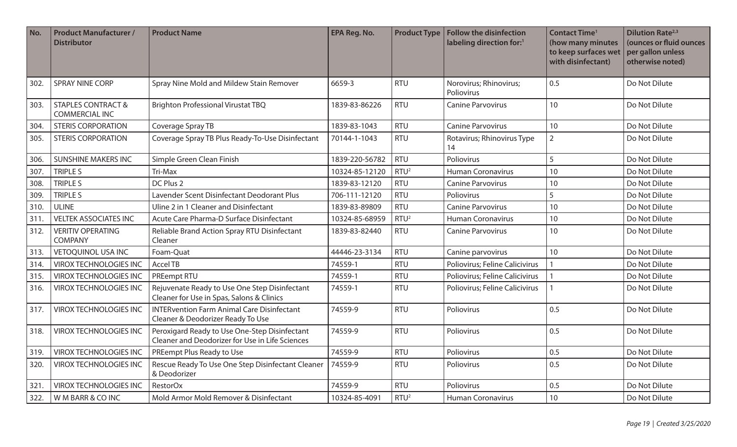| No. | Product Manufacturer / Distributor | Product Name | EPA Reg. No. | Product Type | Follow the disinfection labeling direction for:[1] | Contact Time[1] (how many minutes to keep surfaces wet with disinfectant) | Dilution Rate[2,3] (ounces or fluid ounces per gallon unless otherwise noted) |
|---|---|---|---|---|---|---|---|
| 302. | SPRAY NINE CORP | Spray Nine Mold and Mildew Stain Remover | 6659-3 | RTU | Norovirus; Rhinovirus; Poliovirus | 0.5 | Do Not Dilute |
| 303. | STAPLES CONTRACT & COMMERCIAL INC | Brighton Professional Virustat TBQ | 1839-83-86226 | RTU | Canine Parvovirus | 10 | Do Not Dilute |
| 304. | STERIS CORPORATION | Coverage Spray TB | 1839-83-1043 | RTU | Canine Parvovirus | 10 | Do Not Dilute |
| 305. | STERIS CORPORATION | Coverage Spray TB Plus Ready-To-Use Disinfectant | 70144-1-1043 | RTU | Rotavirus; Rhinovirus Type 14 | 2 | Do Not Dilute |
| 306. | SUNSHINE MAKERS INC | Simple Green Clean Finish | 1839-220-56782 | RTU | Poliovirus | 5 | Do Not Dilute |
| 307. | TRIPLE S | Tri-Max | 10324-85-12120 | RTU[2] | Human Coronavirus | 10 | Do Not Dilute |
| 308. | TRIPLE S | DC Plus 2 | 1839-83-12120 | RTU | Canine Parvovirus | 10 | Do Not Dilute |
| 309. | TRIPLE S | Lavender Scent Disinfectant Deodorant Plus | 706-111-12120 | RTU | Poliovirus | 5 | Do Not Dilute |
| 310. | ULINE | Uline 2 in 1 Cleaner and Disinfectant | 1839-83-89809 | RTU | Canine Parvovirus | 10 | Do Not Dilute |
| 311. | VELTEK ASSOCIATES INC | Acute Care Pharma-D Surface Disinfectant | 10324-85-68959 | RTU[2] | Human Coronavirus | 10 | Do Not Dilute |
| 312. | VERITIV OPERATING COMPANY | Reliable Brand Action Spray RTU Disinfectant Cleaner | 1839-83-82440 | RTU | Canine Parvovirus | 10 | Do Not Dilute |
| 313. | VETOQUINOL USA INC | Foam-Quat | 44446-23-3134 | RTU | Canine parvovirus | 10 | Do Not Dilute |
| 314. | VIROX TECHNOLOGIES INC | Accel TB | 74559-1 | RTU | Poliovirus; Feline Calicivirus | 1 | Do Not Dilute |
| 315. | VIROX TECHNOLOGIES INC | PREempt RTU | 74559-1 | RTU | Poliovirus; Feline Calicivirus | 1 | Do Not Dilute |
| 316. | VIROX TECHNOLOGIES INC | Rejuvenate Ready to Use One Step Disinfectant Cleaner for Use in Spas, Salons & Clinics | 74559-1 | RTU | Poliovirus; Feline Calicivirus | 1 | Do Not Dilute |
| 317. | VIROX TECHNOLOGIES INC | INTERvention Farm Animal Care Disinfectant Cleaner & Deodorizer Ready To Use | 74559-9 | RTU | Poliovirus | 0.5 | Do Not Dilute |
| 318. | VIROX TECHNOLOGIES INC | Peroxigard Ready to Use One-Step Disinfectant Cleaner and Deodorizer for Use in Life Sciences | 74559-9 | RTU | Poliovirus | 0.5 | Do Not Dilute |
| 319. | VIROX TECHNOLOGIES INC | PREempt Plus Ready to Use | 74559-9 | RTU | Poliovirus | 0.5 | Do Not Dilute |
| 320. | VIROX TECHNOLOGIES INC | Rescue Ready To Use One Step Disinfectant Cleaner & Deodorizer | 74559-9 | RTU | Poliovirus | 0.5 | Do Not Dilute |
| 321. | VIROX TECHNOLOGIES INC | RestorOx | 74559-9 | RTU | Poliovirus | 0.5 | Do Not Dilute |
| 322. | W M BARR & CO INC | Mold Armor Mold Remover & Disinfectant | 10324-85-4091 | RTU[2] | Human Coronavirus | 10 | Do Not Dilute |

*Created 3/25/2020*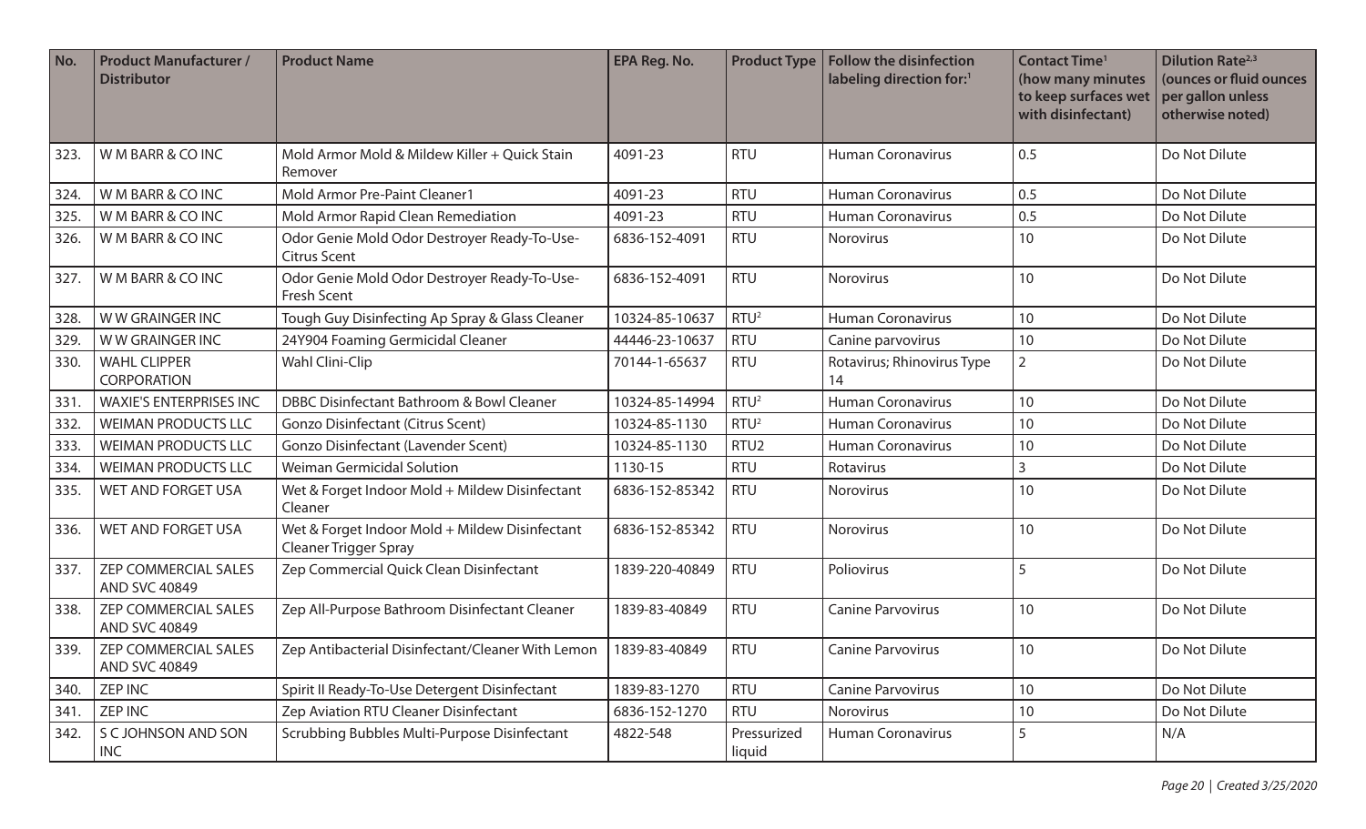| No. | Product Manufacturer / Distributor | Product Name | EPA Reg. No. | Product Type | Follow the disinfection labeling direction for:[1] | Contact Time[1] (how many minutes to keep surfaces wet with disinfectant) | Dilution Rate[2,3] (ounces or fluid ounces per gallon unless otherwise noted) |
|---|---|---|---|---|---|---|---|
| 323. | W M BARR & CO INC | Mold Armor Mold & Mildew Killer + Quick Stain Remover | 4091-23 | RTU | Human Coronavirus | 0.5 | Do Not Dilute |
| 324. | W M BARR & CO INC | Mold Armor Pre-Paint Cleaner1 | 4091-23 | RTU | Human Coronavirus | 0.5 | Do Not Dilute |
| 325. | W M BARR & CO INC | Mold Armor Rapid Clean Remediation | 4091-23 | RTU | Human Coronavirus | 0.5 | Do Not Dilute |
| 326. | W M BARR & CO INC | Odor Genie Mold Odor Destroyer Ready-To-Use-Citrus Scent | 6836-152-4091 | RTU | Norovirus | 10 | Do Not Dilute |
| 327. | W M BARR & CO INC | Odor Genie Mold Odor Destroyer Ready-To-Use-Fresh Scent | 6836-152-4091 | RTU | Norovirus | 10 | Do Not Dilute |
| 328. | W W GRAINGER INC | Tough Guy Disinfecting Ap Spray & Glass Cleaner | 10324-85-10637 | RTU[2] | Human Coronavirus | 10 | Do Not Dilute |
| 329. | W W GRAINGER INC | 24Y904 Foaming Germicidal Cleaner | 44446-23-10637 | RTU | Canine parvovirus | 10 | Do Not Dilute |
| 330. | WAHL CLIPPER CORPORATION | Wahl Clini-Clip | 70144-1-65637 | RTU | Rotavirus; Rhinovirus Type 14 | 2 | Do Not Dilute |
| 331. | WAXIE'S ENTERPRISES INC | DBBC Disinfectant Bathroom & Bowl Cleaner | 10324-85-14994 | RTU[2] | Human Coronavirus | 10 | Do Not Dilute |
| 332. | WEIMAN PRODUCTS LLC | Gonzo Disinfectant (Citrus Scent) | 10324-85-1130 | RTU[2] | Human Coronavirus | 10 | Do Not Dilute |
| 333. | WEIMAN PRODUCTS LLC | Gonzo Disinfectant (Lavender Scent) | 10324-85-1130 | RTU2 | Human Coronavirus | 10 | Do Not Dilute |
| 334. | WEIMAN PRODUCTS LLC | Weiman Germicidal Solution | 1130-15 | RTU | Rotavirus | 3 | Do Not Dilute |
| 335. | WET AND FORGET USA | Wet & Forget Indoor Mold + Mildew Disinfectant Cleaner | 6836-152-85342 | RTU | Norovirus | 10 | Do Not Dilute |
| 336. | WET AND FORGET USA | Wet & Forget Indoor Mold + Mildew Disinfectant Cleaner Trigger Spray | 6836-152-85342 | RTU | Norovirus | 10 | Do Not Dilute |
| 337. | ZEP COMMERCIAL SALES AND SVC 40849 | Zep Commercial Quick Clean Disinfectant | 1839-220-40849 | RTU | Poliovirus | 5 | Do Not Dilute |
| 338. | ZEP COMMERCIAL SALES AND SVC 40849 | Zep All-Purpose Bathroom Disinfectant Cleaner | 1839-83-40849 | RTU | Canine Parvovirus | 10 | Do Not Dilute |
| 339. | ZEP COMMERCIAL SALES AND SVC 40849 | Zep Antibacterial Disinfectant/Cleaner With Lemon | 1839-83-40849 | RTU | Canine Parvovirus | 10 | Do Not Dilute |
| 340. | ZEP INC | Spirit II Ready-To-Use Detergent Disinfectant | 1839-83-1270 | RTU | Canine Parvovirus | 10 | Do Not Dilute |
| 341. | ZEP INC | Zep Aviation RTU Cleaner Disinfectant | 6836-152-1270 | RTU | Norovirus | 10 | Do Not Dilute |
| 342. | S C JOHNSON AND SON INC | Scrubbing Bubbles Multi-Purpose Disinfectant | 4822-548 | Pressurized liquid | Human Coronavirus | 5 | N/A |

*Created 3/25/2020*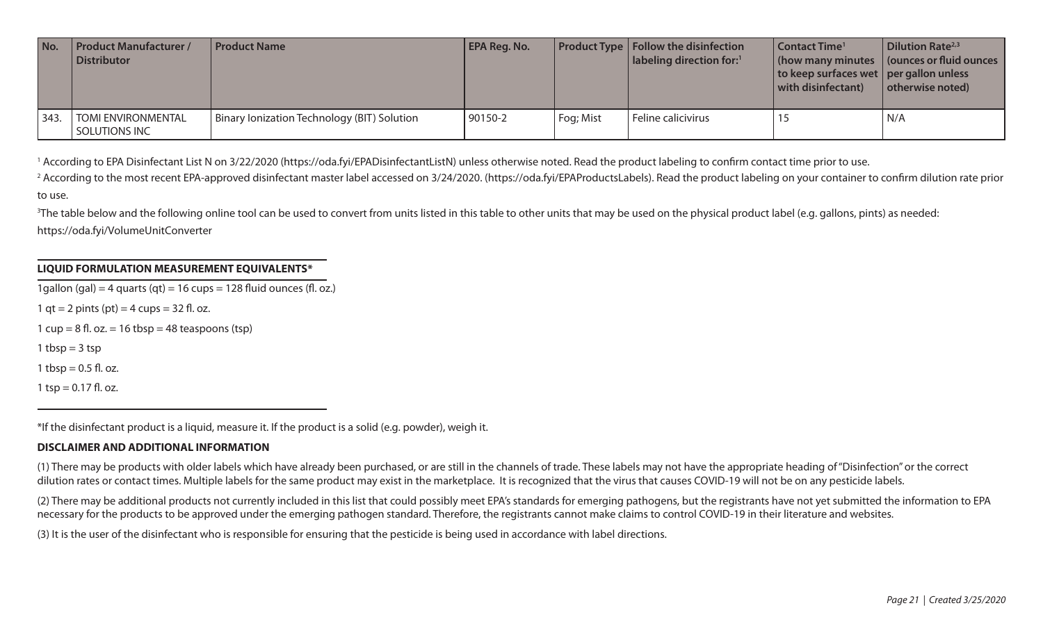| No. | Product Manufacturer / Distributor | Product Name | EPA Reg. No. | Product Type | Follow the disinfection labeling direction for:[1] | Contact Time[1] (how many minutes to keep surfaces wet with disinfectant) | Dilution Rate[2,3] (ounces or fluid ounces per gallon unless otherwise noted) |
|---|---|---|---|---|---|---|---|
| 343. | TOMI ENVIRONMENTAL SOLUTIONS INC | Binary Ionization Technology (BIT) Solution | 90150-2 | Fog; Mist | Feline calicivirus | 15 | N/A |

[1] According to EPA Disinfectant List N on 3/22/2020 (https://oda.fyi/EPADisinfectantListN) unless otherwise noted. Read the product labeling to confirm contact time prior to use.

[2] According to the most recent EPA-approved disinfectant master label accessed on 3/24/2020. (https://oda.fyi/EPAProductsLabels). Read the product labeling on your container to confirm dilution rate prior to use.

[3]The table below and the following online tool can be used to convert from units listed in this table to other units that may be used on the physical product label (e.g. gallons, pints) as needed: https://oda.fyi/VolumeUnitConverter

**LIQUID FORMULATION MEASUREMENT EQUIVALENTS***

1gallon (gal) = 4 quarts (qt) = 16 cups = 128 fluid ounces (fl. oz.)

1 qt = 2 pints (pt) = 4 cups = 32 fl. oz.

1 cup = 8 fl. oz. = 16 tbsp = 48 teaspoons (tsp)

1 tbsp = 3 tsp

1 tbsp = 0.5 fl. oz.

1 tsp = 0.17 fl. oz.

*If the disinfectant product is a liquid, measure it. If the product is a solid (e.g. powder), weigh it.

**DISCLAIMER AND ADDITIONAL INFORMATION**

(1) There may be products with older labels which have already been purchased, or are still in the channels of trade. These labels may not have the appropriate heading of "Disinfection" or the correct dilution rates or contact times. Multiple labels for the same product may exist in the marketplace. It is recognized that the virus that causes COVID-19 will not be on any pesticide labels.

(2) There may be additional products not currently included in this list that could possibly meet EPA's standards for emerging pathogens, but the registrants have not yet submitted the information to EPA necessary for the products to be approved under the emerging pathogen standard. Therefore, the registrants cannot make claims to control COVID-19 in their literature and websites.

(3) It is the user of the disinfectant who is responsible for ensuring that the pesticide is being used in accordance with label directions.